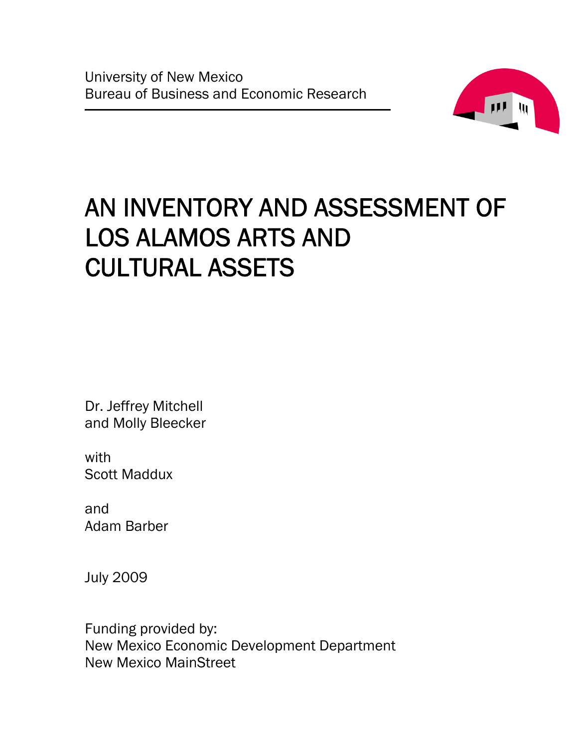University of New Mexico
Bureau of Business and Economic Research

# AN INVENTORY AND ASSESSMENT OF LOS ALAMOS ARTS AND CULTURAL ASSETS

Dr. Jeffrey Mitchell
and Molly Bleecker

with
Scott Maddux

and
Adam Barber

July 2009

Funding provided by:
New Mexico Economic Development Department
New Mexico MainStreet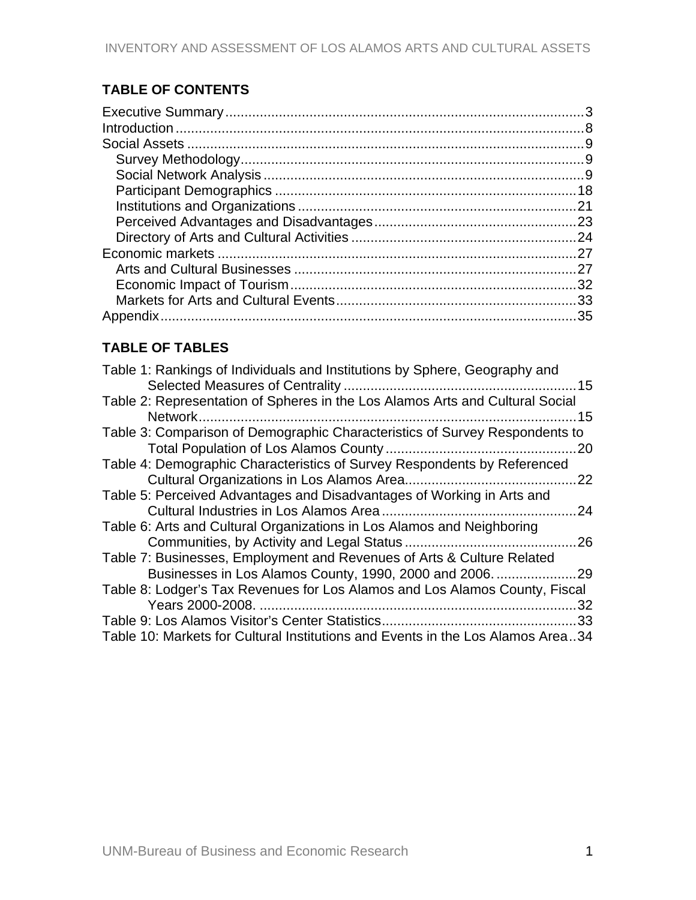## TABLE OF CONTENTS

Executive Summary ..... 3
Introduction ..... 8
Social Assets ..... 9
- Survey Methodology ..... 9
- Social Network Analysis ..... 9
- Participant Demographics ..... 18
- Institutions and Organizations ..... 21
- Perceived Advantages and Disadvantages ..... 23
- Directory of Arts and Cultural Activities ..... 24

Economic markets ..... 27
- Arts and Cultural Businesses ..... 27
- Economic Impact of Tourism ..... 32
- Markets for Arts and Cultural Events ..... 33

Appendix ..... 35

## TABLE OF TABLES

Table 1: Rankings of Individuals and Institutions by Sphere, Geography and Selected Measures of Centrality ..... 15
Table 2: Representation of Spheres in the Los Alamos Arts and Cultural Social Network ..... 15
Table 3: Comparison of Demographic Characteristics of Survey Respondents to Total Population of Los Alamos County ..... 20
Table 4: Demographic Characteristics of Survey Respondents by Referenced Cultural Organizations in Los Alamos Area ..... 22
Table 5: Perceived Advantages and Disadvantages of Working in Arts and Cultural Industries in Los Alamos Area ..... 24
Table 6: Arts and Cultural Organizations in Los Alamos and Neighboring Communities, by Activity and Legal Status ..... 26
Table 7: Businesses, Employment and Revenues of Arts & Culture Related Businesses in Los Alamos County, 1990, 2000 and 2006. ..... 29
Table 8: Lodger's Tax Revenues for Los Alamos and Los Alamos County, Fiscal Years 2000-2008. ..... 32
Table 9: Los Alamos Visitor's Center Statistics ..... 33
Table 10: Markets for Cultural Institutions and Events in the Los Alamos Area ..... 34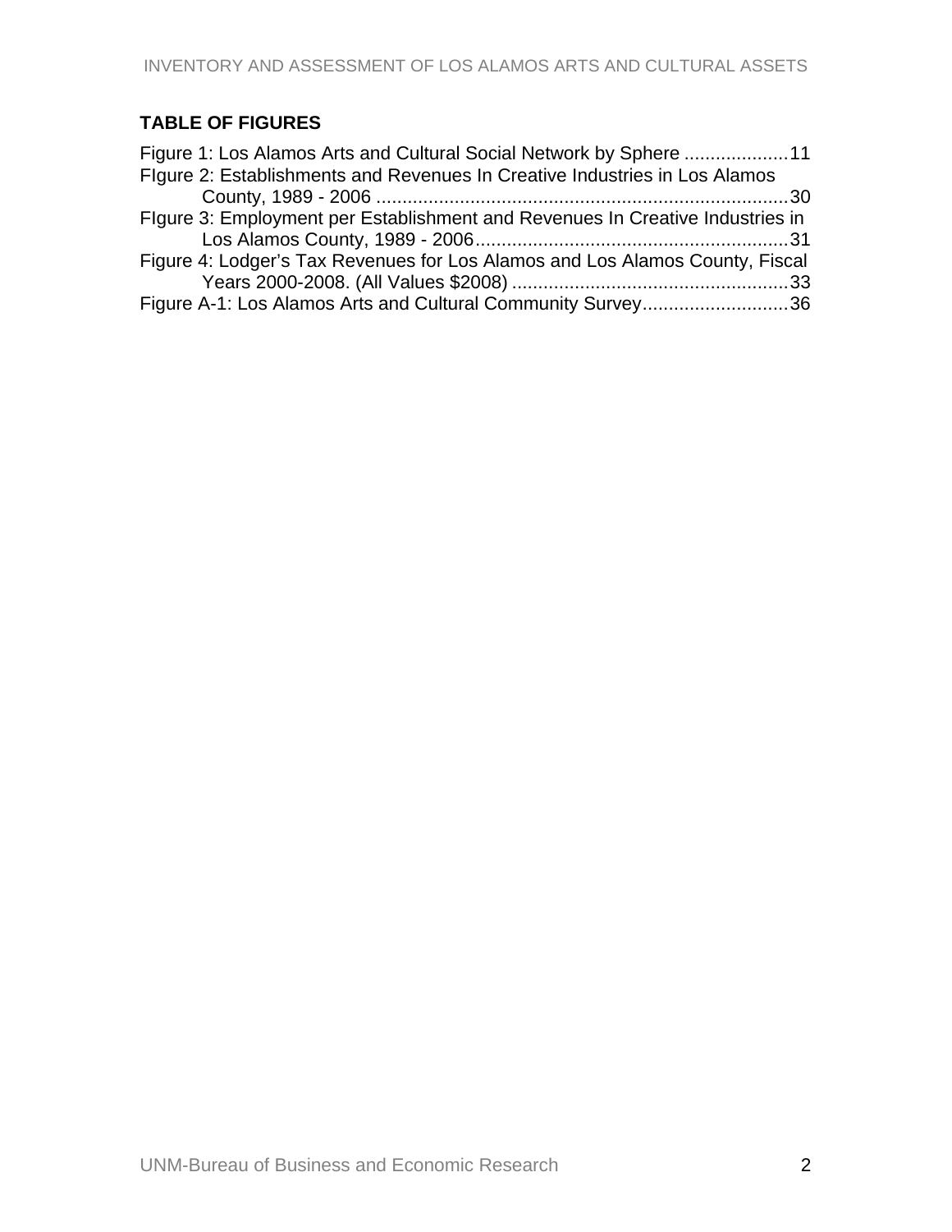## TABLE OF FIGURES

Figure 1: Los Alamos Arts and Cultural Social Network by Sphere .................... 11
FIgure 2: Establishments and Revenues In Creative Industries in Los Alamos County, 1989 - 2006 ............................................................................... 30
FIgure 3: Employment per Establishment and Revenues In Creative Industries in Los Alamos County, 1989 - 2006 ............................................................ 31
Figure 4: Lodger's Tax Revenues for Los Alamos and Los Alamos County, Fiscal Years 2000-2008. (All Values $2008) ...................................................... 33
Figure A-1: Los Alamos Arts and Cultural Community Survey ............................ 36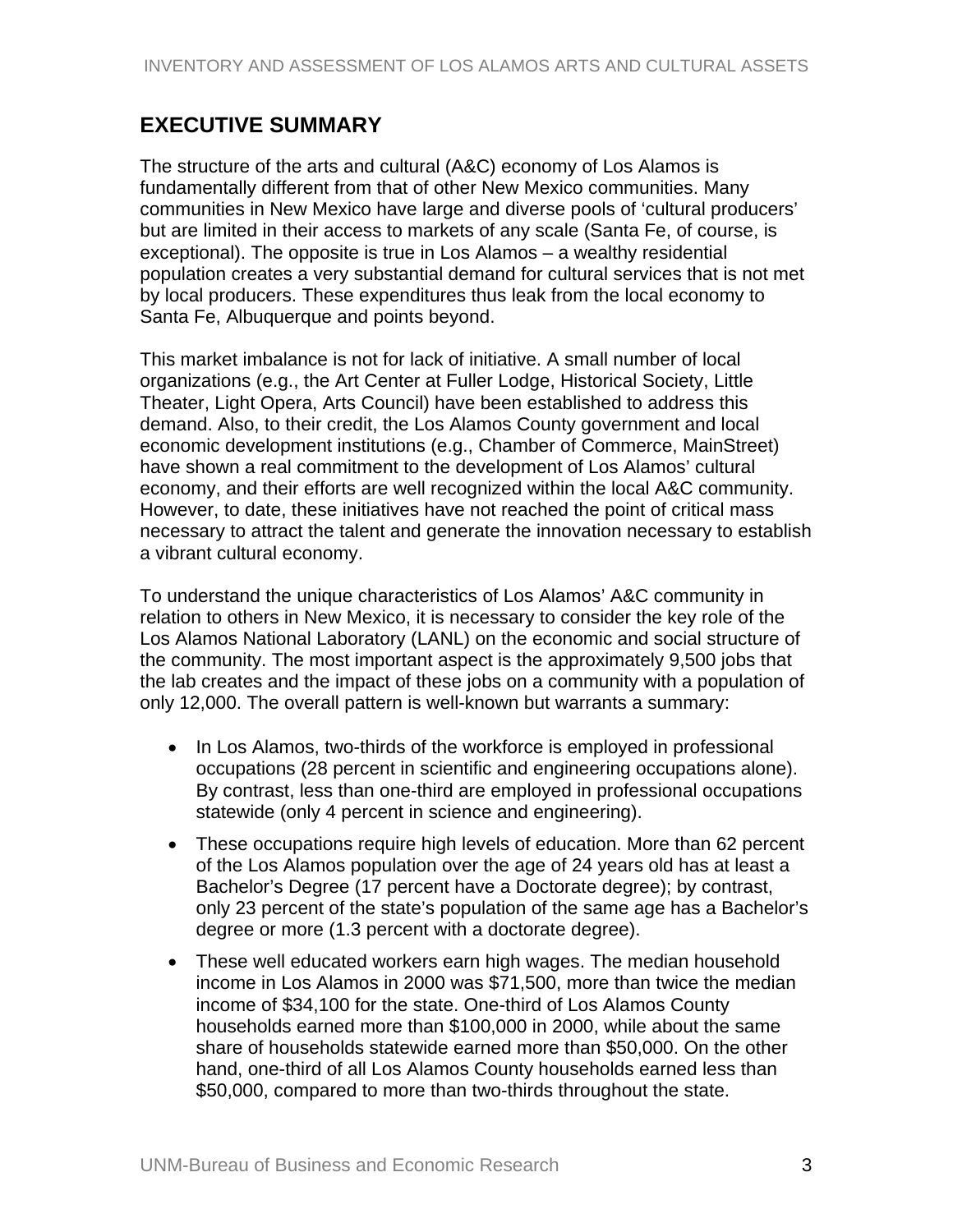## EXECUTIVE SUMMARY

The structure of the arts and cultural (A&C) economy of Los Alamos is fundamentally different from that of other New Mexico communities. Many communities in New Mexico have large and diverse pools of 'cultural producers' but are limited in their access to markets of any scale (Santa Fe, of course, is exceptional). The opposite is true in Los Alamos – a wealthy residential population creates a very substantial demand for cultural services that is not met by local producers. These expenditures thus leak from the local economy to Santa Fe, Albuquerque and points beyond.

This market imbalance is not for lack of initiative. A small number of local organizations (e.g., the Art Center at Fuller Lodge, Historical Society, Little Theater, Light Opera, Arts Council) have been established to address this demand. Also, to their credit, the Los Alamos County government and local economic development institutions (e.g., Chamber of Commerce, MainStreet) have shown a real commitment to the development of Los Alamos' cultural economy, and their efforts are well recognized within the local A&C community. However, to date, these initiatives have not reached the point of critical mass necessary to attract the talent and generate the innovation necessary to establish a vibrant cultural economy.

To understand the unique characteristics of Los Alamos' A&C community in relation to others in New Mexico, it is necessary to consider the key role of the Los Alamos National Laboratory (LANL) on the economic and social structure of the community. The most important aspect is the approximately 9,500 jobs that the lab creates and the impact of these jobs on a community with a population of only 12,000. The overall pattern is well-known but warrants a summary:

- In Los Alamos, two-thirds of the workforce is employed in professional occupations (28 percent in scientific and engineering occupations alone). By contrast, less than one-third are employed in professional occupations statewide (only 4 percent in science and engineering).
- These occupations require high levels of education. More than 62 percent of the Los Alamos population over the age of 24 years old has at least a Bachelor's Degree (17 percent have a Doctorate degree); by contrast, only 23 percent of the state's population of the same age has a Bachelor's degree or more (1.3 percent with a doctorate degree).
- These well educated workers earn high wages. The median household income in Los Alamos in 2000 was $71,500, more than twice the median income of $34,100 for the state. One-third of Los Alamos County households earned more than $100,000 in 2000, while about the same share of households statewide earned more than $50,000. On the other hand, one-third of all Los Alamos County households earned less than $50,000, compared to more than two-thirds throughout the state.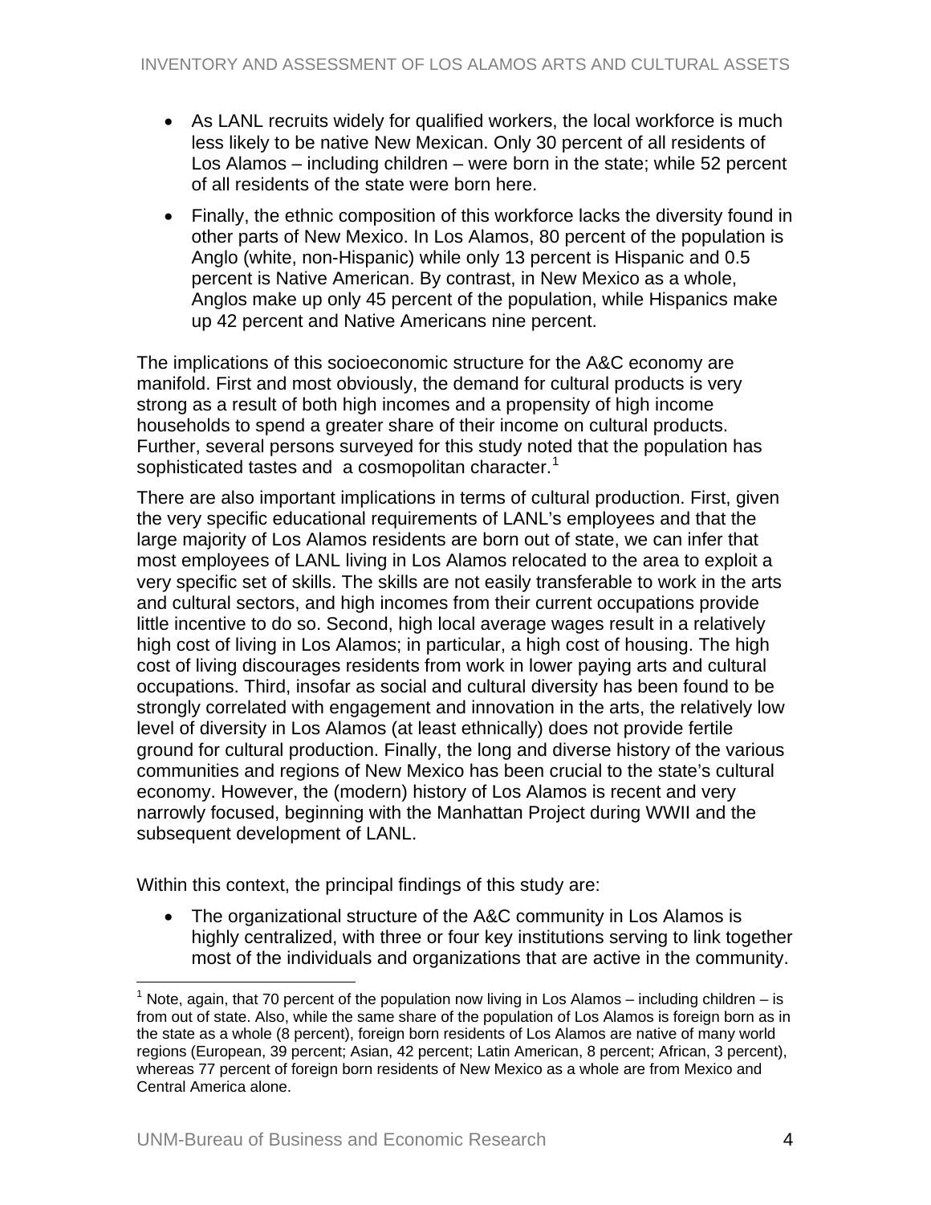- As LANL recruits widely for qualified workers, the local workforce is much less likely to be native New Mexican. Only 30 percent of all residents of Los Alamos – including children – were born in the state; while 52 percent of all residents of the state were born here.
- Finally, the ethnic composition of this workforce lacks the diversity found in other parts of New Mexico. In Los Alamos, 80 percent of the population is Anglo (white, non-Hispanic) while only 13 percent is Hispanic and 0.5 percent is Native American. By contrast, in New Mexico as a whole, Anglos make up only 45 percent of the population, while Hispanics make up 42 percent and Native Americans nine percent.

The implications of this socioeconomic structure for the A&C economy are manifold. First and most obviously, the demand for cultural products is very strong as a result of both high incomes and a propensity of high income households to spend a greater share of their income on cultural products. Further, several persons surveyed for this study noted that the population has sophisticated tastes and a cosmopolitan character.[1]

There are also important implications in terms of cultural production. First, given the very specific educational requirements of LANL's employees and that the large majority of Los Alamos residents are born out of state, we can infer that most employees of LANL living in Los Alamos relocated to the area to exploit a very specific set of skills. The skills are not easily transferable to work in the arts and cultural sectors, and high incomes from their current occupations provide little incentive to do so. Second, high local average wages result in a relatively high cost of living in Los Alamos; in particular, a high cost of housing. The high cost of living discourages residents from work in lower paying arts and cultural occupations. Third, insofar as social and cultural diversity has been found to be strongly correlated with engagement and innovation in the arts, the relatively low level of diversity in Los Alamos (at least ethnically) does not provide fertile ground for cultural production. Finally, the long and diverse history of the various communities and regions of New Mexico has been crucial to the state's cultural economy. However, the (modern) history of Los Alamos is recent and very narrowly focused, beginning with the Manhattan Project during WWII and the subsequent development of LANL.

Within this context, the principal findings of this study are:

- The organizational structure of the A&C community in Los Alamos is highly centralized, with three or four key institutions serving to link together most of the individuals and organizations that are active in the community.

[1] Note, again, that 70 percent of the population now living in Los Alamos – including children – is from out of state. Also, while the same share of the population of Los Alamos is foreign born as in the state as a whole (8 percent), foreign born residents of Los Alamos are native of many world regions (European, 39 percent; Asian, 42 percent; Latin American, 8 percent; African, 3 percent), whereas 77 percent of foreign born residents of New Mexico as a whole are from Mexico and Central America alone.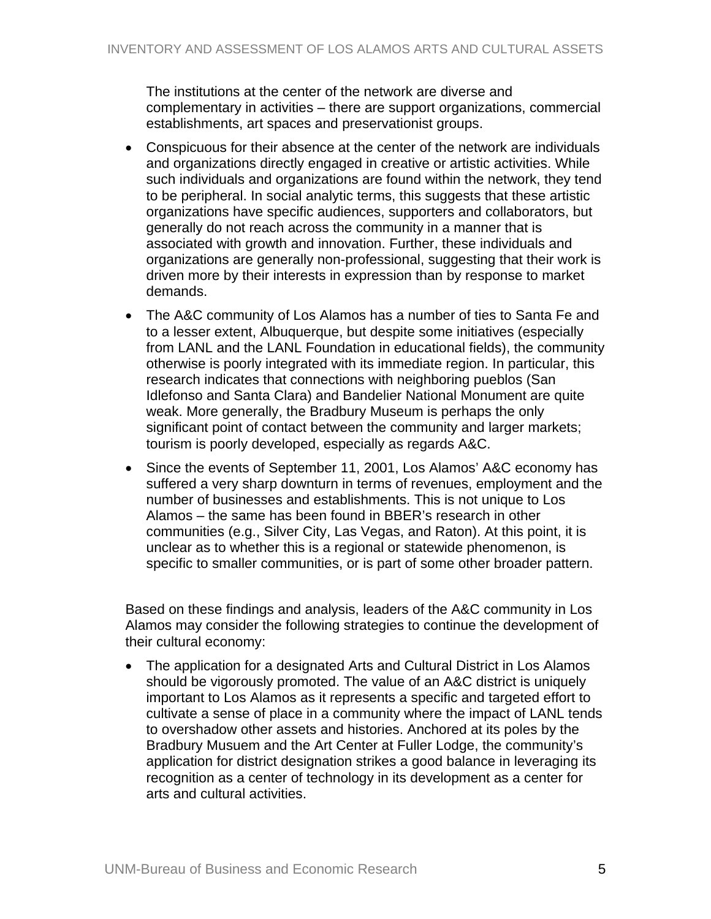The institutions at the center of the network are diverse and complementary in activities – there are support organizations, commercial establishments, art spaces and preservationist groups.

- Conspicuous for their absence at the center of the network are individuals and organizations directly engaged in creative or artistic activities. While such individuals and organizations are found within the network, they tend to be peripheral. In social analytic terms, this suggests that these artistic organizations have specific audiences, supporters and collaborators, but generally do not reach across the community in a manner that is associated with growth and innovation. Further, these individuals and organizations are generally non-professional, suggesting that their work is driven more by their interests in expression than by response to market demands.
- The A&C community of Los Alamos has a number of ties to Santa Fe and to a lesser extent, Albuquerque, but despite some initiatives (especially from LANL and the LANL Foundation in educational fields), the community otherwise is poorly integrated with its immediate region. In particular, this research indicates that connections with neighboring pueblos (San Idlefonso and Santa Clara) and Bandelier National Monument are quite weak. More generally, the Bradbury Museum is perhaps the only significant point of contact between the community and larger markets; tourism is poorly developed, especially as regards A&C.
- Since the events of September 11, 2001, Los Alamos' A&C economy has suffered a very sharp downturn in terms of revenues, employment and the number of businesses and establishments. This is not unique to Los Alamos – the same has been found in BBER's research in other communities (e.g., Silver City, Las Vegas, and Raton). At this point, it is unclear as to whether this is a regional or statewide phenomenon, is specific to smaller communities, or is part of some other broader pattern.

Based on these findings and analysis, leaders of the A&C community in Los Alamos may consider the following strategies to continue the development of their cultural economy:

- The application for a designated Arts and Cultural District in Los Alamos should be vigorously promoted. The value of an A&C district is uniquely important to Los Alamos as it represents a specific and targeted effort to cultivate a sense of place in a community where the impact of LANL tends to overshadow other assets and histories. Anchored at its poles by the Bradbury Musuem and the Art Center at Fuller Lodge, the community's application for district designation strikes a good balance in leveraging its recognition as a center of technology in its development as a center for arts and cultural activities.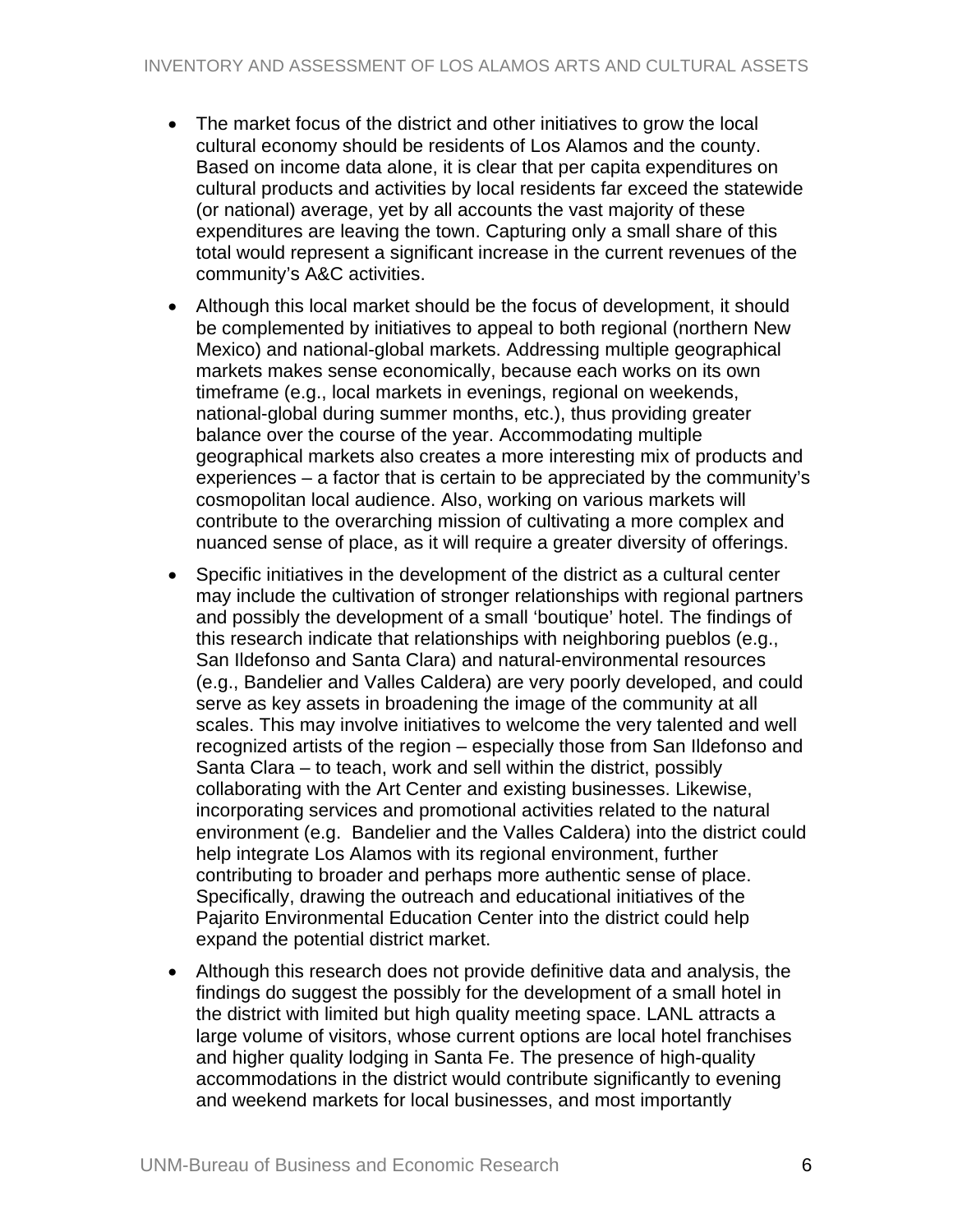- The market focus of the district and other initiatives to grow the local cultural economy should be residents of Los Alamos and the county. Based on income data alone, it is clear that per capita expenditures on cultural products and activities by local residents far exceed the statewide (or national) average, yet by all accounts the vast majority of these expenditures are leaving the town. Capturing only a small share of this total would represent a significant increase in the current revenues of the community's A&C activities.
- Although this local market should be the focus of development, it should be complemented by initiatives to appeal to both regional (northern New Mexico) and national-global markets. Addressing multiple geographical markets makes sense economically, because each works on its own timeframe (e.g., local markets in evenings, regional on weekends, national-global during summer months, etc.), thus providing greater balance over the course of the year. Accommodating multiple geographical markets also creates a more interesting mix of products and experiences – a factor that is certain to be appreciated by the community's cosmopolitan local audience. Also, working on various markets will contribute to the overarching mission of cultivating a more complex and nuanced sense of place, as it will require a greater diversity of offerings.
- Specific initiatives in the development of the district as a cultural center may include the cultivation of stronger relationships with regional partners and possibly the development of a small 'boutique' hotel. The findings of this research indicate that relationships with neighboring pueblos (e.g., San Ildefonso and Santa Clara) and natural-environmental resources (e.g., Bandelier and Valles Caldera) are very poorly developed, and could serve as key assets in broadening the image of the community at all scales. This may involve initiatives to welcome the very talented and well recognized artists of the region – especially those from San Ildefonso and Santa Clara – to teach, work and sell within the district, possibly collaborating with the Art Center and existing businesses. Likewise, incorporating services and promotional activities related to the natural environment (e.g. Bandelier and the Valles Caldera) into the district could help integrate Los Alamos with its regional environment, further contributing to broader and perhaps more authentic sense of place. Specifically, drawing the outreach and educational initiatives of the Pajarito Environmental Education Center into the district could help expand the potential district market.
- Although this research does not provide definitive data and analysis, the findings do suggest the possibly for the development of a small hotel in the district with limited but high quality meeting space. LANL attracts a large volume of visitors, whose current options are local hotel franchises and higher quality lodging in Santa Fe. The presence of high-quality accommodations in the district would contribute significantly to evening and weekend markets for local businesses, and most importantly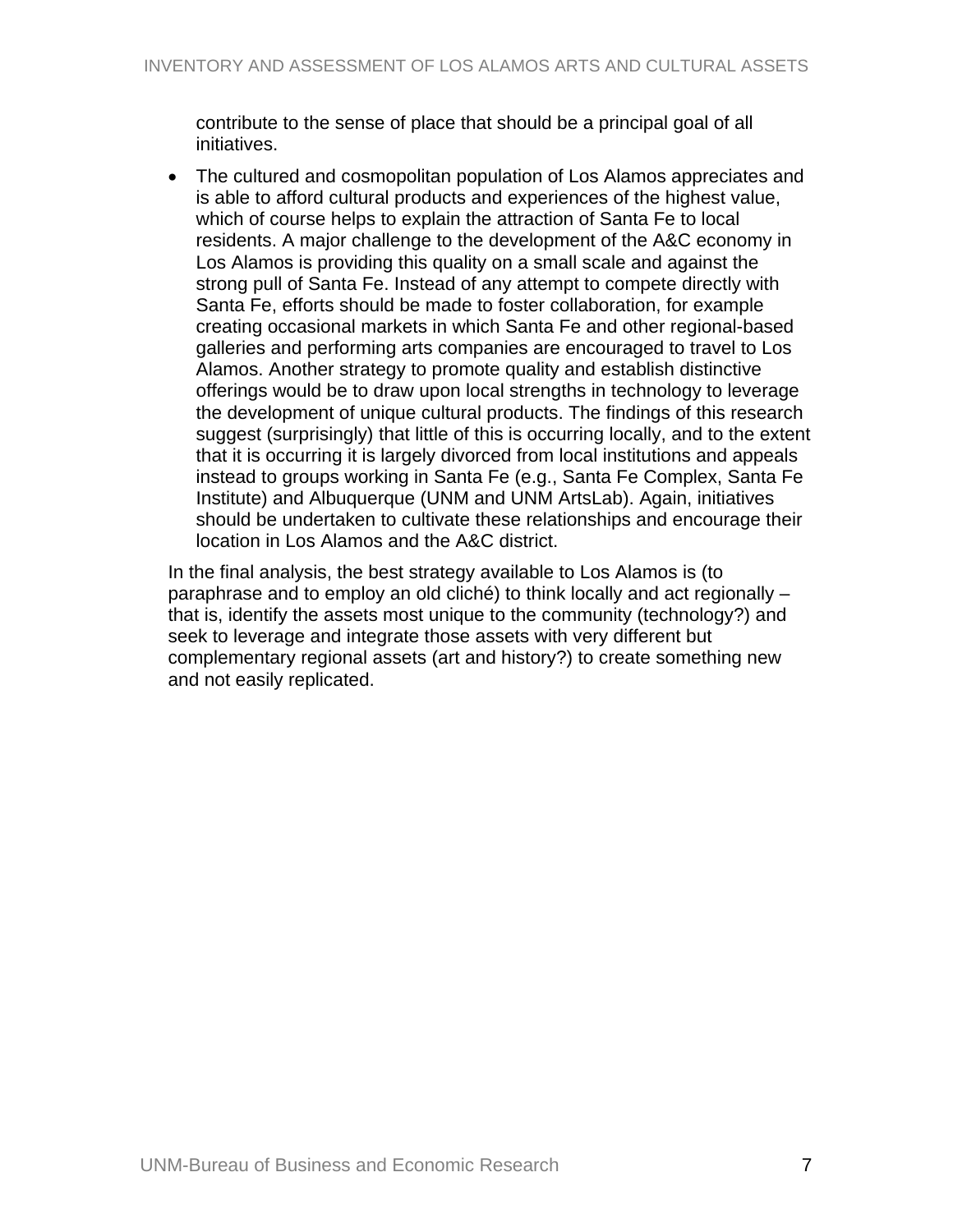contribute to the sense of place that should be a principal goal of all initiatives.

- The cultured and cosmopolitan population of Los Alamos appreciates and is able to afford cultural products and experiences of the highest value, which of course helps to explain the attraction of Santa Fe to local residents. A major challenge to the development of the A&C economy in Los Alamos is providing this quality on a small scale and against the strong pull of Santa Fe. Instead of any attempt to compete directly with Santa Fe, efforts should be made to foster collaboration, for example creating occasional markets in which Santa Fe and other regional-based galleries and performing arts companies are encouraged to travel to Los Alamos. Another strategy to promote quality and establish distinctive offerings would be to draw upon local strengths in technology to leverage the development of unique cultural products. The findings of this research suggest (surprisingly) that little of this is occurring locally, and to the extent that it is occurring it is largely divorced from local institutions and appeals instead to groups working in Santa Fe (e.g., Santa Fe Complex, Santa Fe Institute) and Albuquerque (UNM and UNM ArtsLab). Again, initiatives should be undertaken to cultivate these relationships and encourage their location in Los Alamos and the A&C district.

In the final analysis, the best strategy available to Los Alamos is (to paraphrase and to employ an old cliché) to think locally and act regionally – that is, identify the assets most unique to the community (technology?) and seek to leverage and integrate those assets with very different but complementary regional assets (art and history?) to create something new and not easily replicated.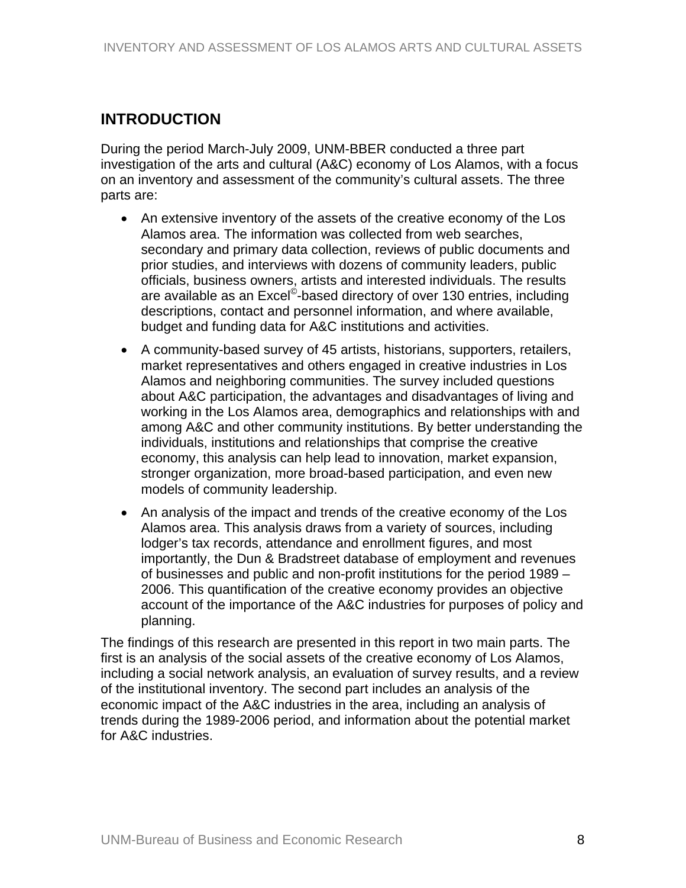## INTRODUCTION

During the period March-July 2009, UNM-BBER conducted a three part investigation of the arts and cultural (A&C) economy of Los Alamos, with a focus on an inventory and assessment of the community's cultural assets. The three parts are:

- An extensive inventory of the assets of the creative economy of the Los Alamos area. The information was collected from web searches, secondary and primary data collection, reviews of public documents and prior studies, and interviews with dozens of community leaders, public officials, business owners, artists and interested individuals. The results are available as an Excel©-based directory of over 130 entries, including descriptions, contact and personnel information, and where available, budget and funding data for A&C institutions and activities.
- A community-based survey of 45 artists, historians, supporters, retailers, market representatives and others engaged in creative industries in Los Alamos and neighboring communities. The survey included questions about A&C participation, the advantages and disadvantages of living and working in the Los Alamos area, demographics and relationships with and among A&C and other community institutions. By better understanding the individuals, institutions and relationships that comprise the creative economy, this analysis can help lead to innovation, market expansion, stronger organization, more broad-based participation, and even new models of community leadership.
- An analysis of the impact and trends of the creative economy of the Los Alamos area. This analysis draws from a variety of sources, including lodger's tax records, attendance and enrollment figures, and most importantly, the Dun & Bradstreet database of employment and revenues of businesses and public and non-profit institutions for the period 1989 – 2006. This quantification of the creative economy provides an objective account of the importance of the A&C industries for purposes of policy and planning.

The findings of this research are presented in this report in two main parts. The first is an analysis of the social assets of the creative economy of Los Alamos, including a social network analysis, an evaluation of survey results, and a review of the institutional inventory. The second part includes an analysis of the economic impact of the A&C industries in the area, including an analysis of trends during the 1989-2006 period, and information about the potential market for A&C industries.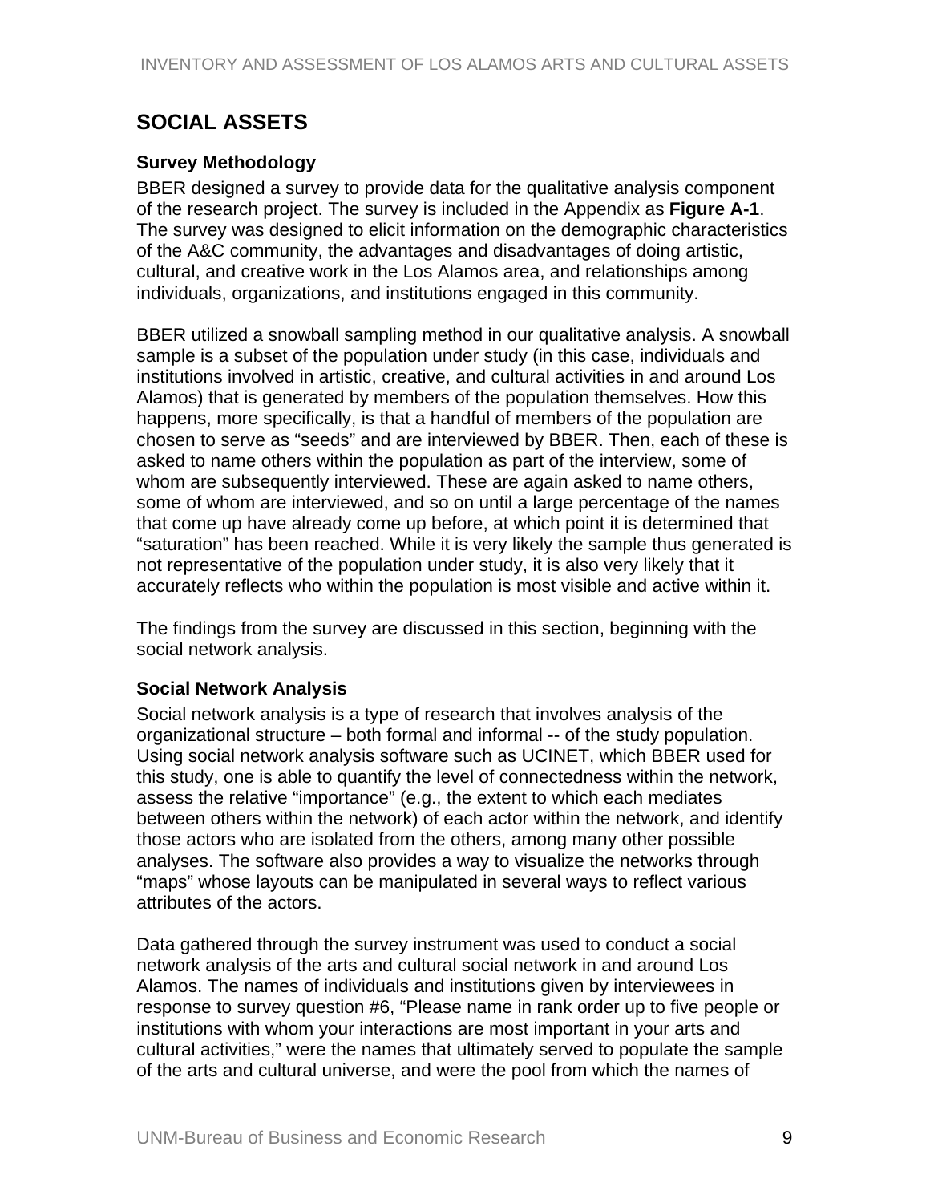## SOCIAL ASSETS

### Survey Methodology

BBER designed a survey to provide data for the qualitative analysis component of the research project. The survey is included in the Appendix as **Figure A-1**. The survey was designed to elicit information on the demographic characteristics of the A&C community, the advantages and disadvantages of doing artistic, cultural, and creative work in the Los Alamos area, and relationships among individuals, organizations, and institutions engaged in this community.

BBER utilized a snowball sampling method in our qualitative analysis. A snowball sample is a subset of the population under study (in this case, individuals and institutions involved in artistic, creative, and cultural activities in and around Los Alamos) that is generated by members of the population themselves. How this happens, more specifically, is that a handful of members of the population are chosen to serve as "seeds" and are interviewed by BBER. Then, each of these is asked to name others within the population as part of the interview, some of whom are subsequently interviewed. These are again asked to name others, some of whom are interviewed, and so on until a large percentage of the names that come up have already come up before, at which point it is determined that "saturation" has been reached. While it is very likely the sample thus generated is not representative of the population under study, it is also very likely that it accurately reflects who within the population is most visible and active within it.

The findings from the survey are discussed in this section, beginning with the social network analysis.

### Social Network Analysis

Social network analysis is a type of research that involves analysis of the organizational structure – both formal and informal -- of the study population. Using social network analysis software such as UCINET, which BBER used for this study, one is able to quantify the level of connectedness within the network, assess the relative "importance" (e.g., the extent to which each mediates between others within the network) of each actor within the network, and identify those actors who are isolated from the others, among many other possible analyses. The software also provides a way to visualize the networks through "maps" whose layouts can be manipulated in several ways to reflect various attributes of the actors.

Data gathered through the survey instrument was used to conduct a social network analysis of the arts and cultural social network in and around Los Alamos. The names of individuals and institutions given by interviewees in response to survey question #6, "Please name in rank order up to five people or institutions with whom your interactions are most important in your arts and cultural activities," were the names that ultimately served to populate the sample of the arts and cultural universe, and were the pool from which the names of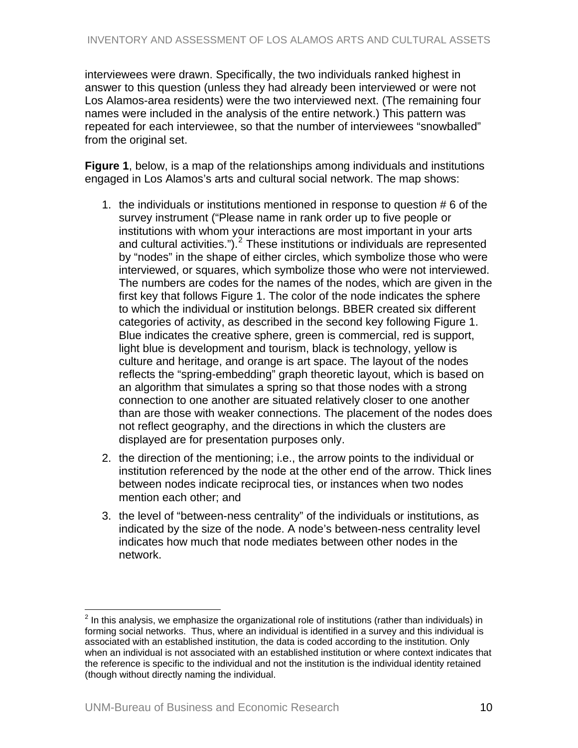interviewees were drawn. Specifically, the two individuals ranked highest in answer to this question (unless they had already been interviewed or were not Los Alamos-area residents) were the two interviewed next. (The remaining four names were included in the analysis of the entire network.) This pattern was repeated for each interviewee, so that the number of interviewees "snowballed" from the original set.

**Figure 1**, below, is a map of the relationships among individuals and institutions engaged in Los Alamos's arts and cultural social network. The map shows:

1. the individuals or institutions mentioned in response to question # 6 of the survey instrument ("Please name in rank order up to five people or institutions with whom your interactions are most important in your arts and cultural activities.").[2] These institutions or individuals are represented by "nodes" in the shape of either circles, which symbolize those who were interviewed, or squares, which symbolize those who were not interviewed. The numbers are codes for the names of the nodes, which are given in the first key that follows Figure 1. The color of the node indicates the sphere to which the individual or institution belongs. BBER created six different categories of activity, as described in the second key following Figure 1. Blue indicates the creative sphere, green is commercial, red is support, light blue is development and tourism, black is technology, yellow is culture and heritage, and orange is art space. The layout of the nodes reflects the "spring-embedding" graph theoretic layout, which is based on an algorithm that simulates a spring so that those nodes with a strong connection to one another are situated relatively closer to one another than are those with weaker connections. The placement of the nodes does not reflect geography, and the directions in which the clusters are displayed are for presentation purposes only.
2. the direction of the mentioning; i.e., the arrow points to the individual or institution referenced by the node at the other end of the arrow. Thick lines between nodes indicate reciprocal ties, or instances when two nodes mention each other; and
3. the level of "between-ness centrality" of the individuals or institutions, as indicated by the size of the node. A node's between-ness centrality level indicates how much that node mediates between other nodes in the network.

---

[2] In this analysis, we emphasize the organizational role of institutions (rather than individuals) in forming social networks. Thus, where an individual is identified in a survey and this individual is associated with an established institution, the data is coded according to the institution. Only when an individual is not associated with an established institution or where context indicates that the reference is specific to the individual and not the institution is the individual identity retained (though without directly naming the individual.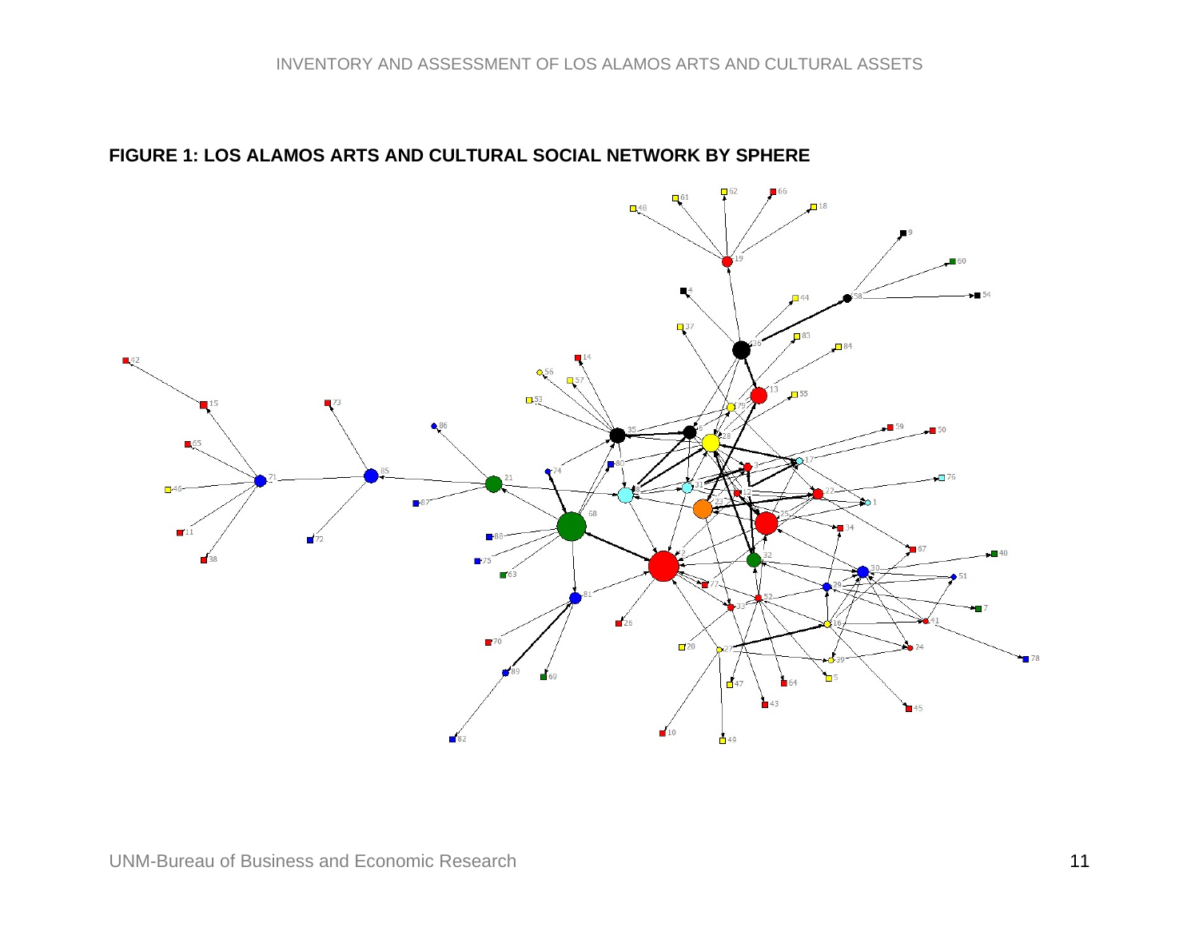**FIGURE 1: LOS ALAMOS ARTS AND CULTURAL SOCIAL NETWORK BY SPHERE**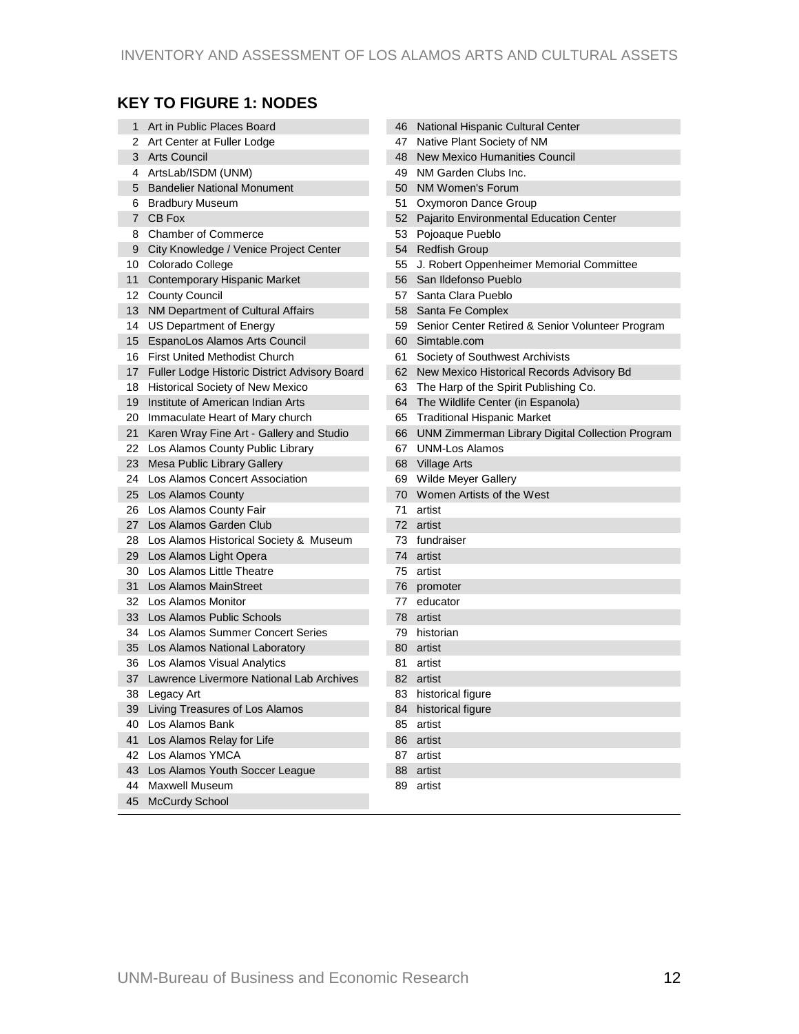## KEY TO FIGURE 1: NODES

| | |
|---|---|
| 1 | Art in Public Places Board |
| 2 | Art Center at Fuller Lodge |
| 3 | Arts Council |
| 4 | ArtsLab/ISDM (UNM) |
| 5 | Bandelier National Monument |
| 6 | Bradbury Museum |
| 7 | CB Fox |
| 8 | Chamber of Commerce |
| 9 | City Knowledge / Venice Project Center |
| 10 | Colorado College |
| 11 | Contemporary Hispanic Market |
| 12 | County Council |
| 13 | NM Department of Cultural Affairs |
| 14 | US Department of Energy |
| 15 | EspanoLos Alamos Arts Council |
| 16 | First United Methodist Church |
| 17 | Fuller Lodge Historic District Advisory Board |
| 18 | Historical Society of New Mexico |
| 19 | Institute of American Indian Arts |
| 20 | Immaculate Heart of Mary church |
| 21 | Karen Wray Fine Art - Gallery and Studio |
| 22 | Los Alamos County Public Library |
| 23 | Mesa Public Library Gallery |
| 24 | Los Alamos Concert Association |
| 25 | Los Alamos County |
| 26 | Los Alamos County Fair |
| 27 | Los Alamos Garden Club |
| 28 | Los Alamos Historical Society & Museum |
| 29 | Los Alamos Light Opera |
| 30 | Los Alamos Little Theatre |
| 31 | Los Alamos MainStreet |
| 32 | Los Alamos Monitor |
| 33 | Los Alamos Public Schools |
| 34 | Los Alamos Summer Concert Series |
| 35 | Los Alamos National Laboratory |
| 36 | Los Alamos Visual Analytics |
| 37 | Lawrence Livermore National Lab Archives |
| 38 | Legacy Art |
| 39 | Living Treasures of Los Alamos |
| 40 | Los Alamos Bank |
| 41 | Los Alamos Relay for Life |
| 42 | Los Alamos YMCA |
| 43 | Los Alamos Youth Soccer League |
| 44 | Maxwell Museum |
| 45 | McCurdy School |
| 46 | National Hispanic Cultural Center |
| 47 | Native Plant Society of NM |
| 48 | New Mexico Humanities Council |
| 49 | NM Garden Clubs Inc. |
| 50 | NM Women's Forum |
| 51 | Oxymoron Dance Group |
| 52 | Pajarito Environmental Education Center |
| 53 | Pojoaque Pueblo |
| 54 | Redfish Group |
| 55 | J. Robert Oppenheimer Memorial Committee |
| 56 | San Ildefonso Pueblo |
| 57 | Santa Clara Pueblo |
| 58 | Santa Fe Complex |
| 59 | Senior Center Retired & Senior Volunteer Program |
| 60 | Simtable.com |
| 61 | Society of Southwest Archivists |
| 62 | New Mexico Historical Records Advisory Bd |
| 63 | The Harp of the Spirit Publishing Co. |
| 64 | The Wildlife Center (in Espanola) |
| 65 | Traditional Hispanic Market |
| 66 | UNM Zimmerman Library Digital Collection Program |
| 67 | UNM-Los Alamos |
| 68 | Village Arts |
| 69 | Wilde Meyer Gallery |
| 70 | Women Artists of the West |
| 71 | artist |
| 72 | artist |
| 73 | fundraiser |
| 74 | artist |
| 75 | artist |
| 76 | promoter |
| 77 | educator |
| 78 | artist |
| 79 | historian |
| 80 | artist |
| 81 | artist |
| 82 | artist |
| 83 | historical figure |
| 84 | historical figure |
| 85 | artist |
| 86 | artist |
| 87 | artist |
| 88 | artist |
| 89 | artist |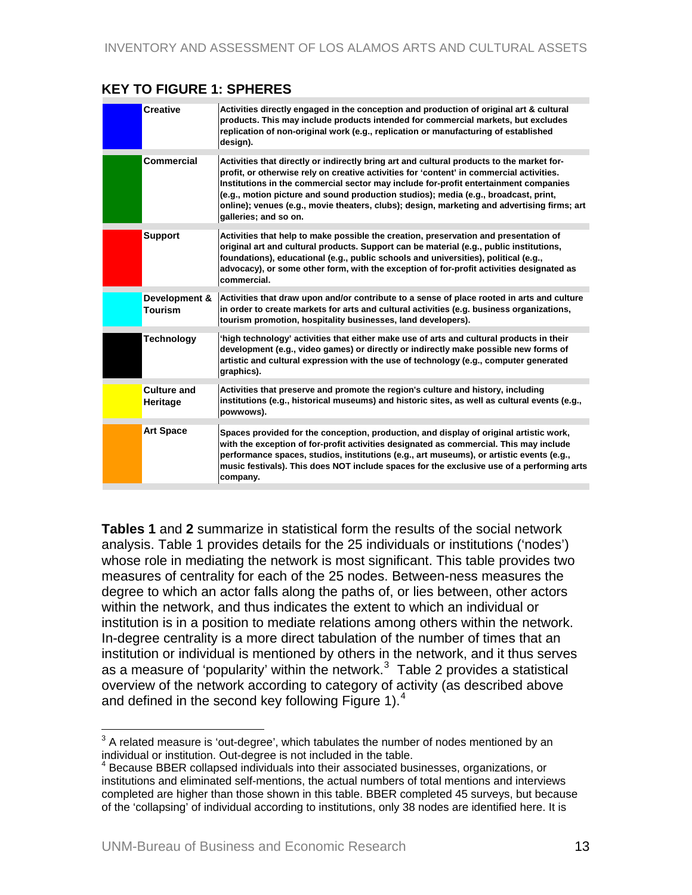## KEY TO FIGURE 1: SPHERES

| Color | Sphere | Description |
|---|---|---|
| Blue | **Creative** | **Activities directly engaged in the conception and production of original art & cultural products. This may include products intended for commercial markets, but excludes replication of non-original work (e.g., replication or manufacturing of established design).** |
| Green | **Commercial** | **Activities that directly or indirectly bring art and cultural products to the market for-profit, or otherwise rely on creative activities for 'content' in commercial activities. Institutions in the commercial sector may include for-profit entertainment companies (e.g., motion picture and sound production studios); media (e.g., broadcast, print, online); venues (e.g., movie theaters, clubs); design, marketing and advertising firms; art galleries; and so on.** |
| Red | **Support** | **Activities that help to make possible the creation, preservation and presentation of original art and cultural products. Support can be material (e.g., public institutions, foundations), educational (e.g., public schools and universities), political (e.g., advocacy), or some other form, with the exception of for-profit activities designated as commercial.** |
| Cyan | **Development & Tourism** | **Activities that draw upon and/or contribute to a sense of place rooted in arts and culture in order to create markets for arts and cultural activities (e.g. business organizations, tourism promotion, hospitality businesses, land developers).** |
| Black | **Technology** | **'high technology' activities that either make use of arts and cultural products in their development (e.g., video games) or directly or indirectly make possible new forms of artistic and cultural expression with the use of technology (e.g., computer generated graphics).** |
| Yellow | **Culture and Heritage** | **Activities that preserve and promote the region's culture and history, including institutions (e.g., historical museums) and historic sites, as well as cultural events (e.g., powwows).** |
| Orange | **Art Space** | **Spaces provided for the conception, production, and display of original artistic work, with the exception of for-profit activities designated as commercial. This may include performance spaces, studios, institutions (e.g., art museums), or artistic events (e.g., music festivals). This does NOT include spaces for the exclusive use of a performing arts company.** |

**Tables 1** and **2** summarize in statistical form the results of the social network analysis. Table 1 provides details for the 25 individuals or institutions ('nodes') whose role in mediating the network is most significant. This table provides two measures of centrality for each of the 25 nodes. Between-ness measures the degree to which an actor falls along the paths of, or lies between, other actors within the network, and thus indicates the extent to which an individual or institution is in a position to mediate relations among others within the network. In-degree centrality is a more direct tabulation of the number of times that an institution or individual is mentioned by others in the network, and it thus serves as a measure of 'popularity' within the network.[3] Table 2 provides a statistical overview of the network according to category of activity (as described above and defined in the second key following Figure 1).[4]

[3] A related measure is 'out-degree', which tabulates the number of nodes mentioned by an individual or institution. Out-degree is not included in the table.

[4] Because BBER collapsed individuals into their associated businesses, organizations, or institutions and eliminated self-mentions, the actual numbers of total mentions and interviews completed are higher than those shown in this table. BBER completed 45 surveys, but because of the 'collapsing' of individual according to institutions, only 38 nodes are identified here. It is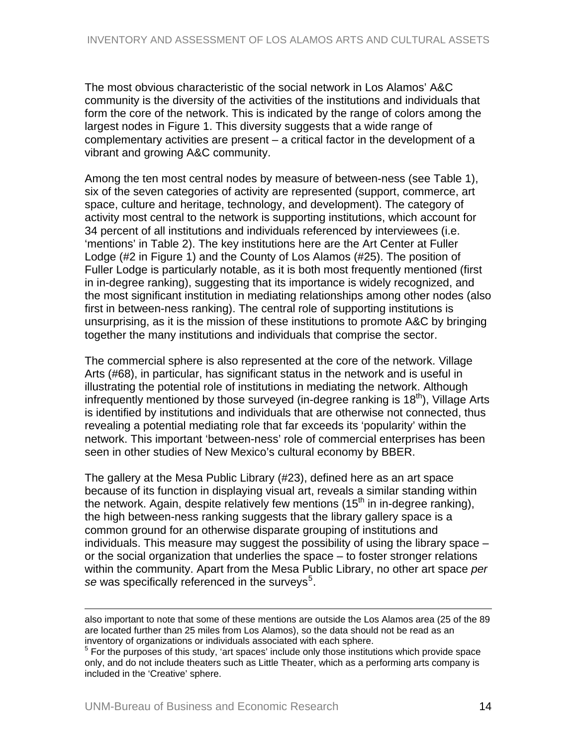The most obvious characteristic of the social network in Los Alamos' A&C community is the diversity of the activities of the institutions and individuals that form the core of the network. This is indicated by the range of colors among the largest nodes in Figure 1. This diversity suggests that a wide range of complementary activities are present – a critical factor in the development of a vibrant and growing A&C community.

Among the ten most central nodes by measure of between-ness (see Table 1), six of the seven categories of activity are represented (support, commerce, art space, culture and heritage, technology, and development). The category of activity most central to the network is supporting institutions, which account for 34 percent of all institutions and individuals referenced by interviewees (i.e. 'mentions' in Table 2). The key institutions here are the Art Center at Fuller Lodge (#2 in Figure 1) and the County of Los Alamos (#25). The position of Fuller Lodge is particularly notable, as it is both most frequently mentioned (first in in-degree ranking), suggesting that its importance is widely recognized, and the most significant institution in mediating relationships among other nodes (also first in between-ness ranking). The central role of supporting institutions is unsurprising, as it is the mission of these institutions to promote A&C by bringing together the many institutions and individuals that comprise the sector.

The commercial sphere is also represented at the core of the network. Village Arts (#68), in particular, has significant status in the network and is useful in illustrating the potential role of institutions in mediating the network. Although infrequently mentioned by those surveyed (in-degree ranking is 18th), Village Arts is identified by institutions and individuals that are otherwise not connected, thus revealing a potential mediating role that far exceeds its 'popularity' within the network. This important 'between-ness' role of commercial enterprises has been seen in other studies of New Mexico's cultural economy by BBER.

The gallery at the Mesa Public Library (#23), defined here as an art space because of its function in displaying visual art, reveals a similar standing within the network. Again, despite relatively few mentions (15th in in-degree ranking), the high between-ness ranking suggests that the library gallery space is a common ground for an otherwise disparate grouping of institutions and individuals. This measure may suggest the possibility of using the library space – or the social organization that underlies the space – to foster stronger relations within the community. Apart from the Mesa Public Library, no other art space *per se* was specifically referenced in the surveys[5].

---

also important to note that some of these mentions are outside the Los Alamos area (25 of the 89 are located further than 25 miles from Los Alamos), so the data should not be read as an inventory of organizations or individuals associated with each sphere.

[5] For the purposes of this study, 'art spaces' include only those institutions which provide space only, and do not include theaters such as Little Theater, which as a performing arts company is included in the 'Creative' sphere.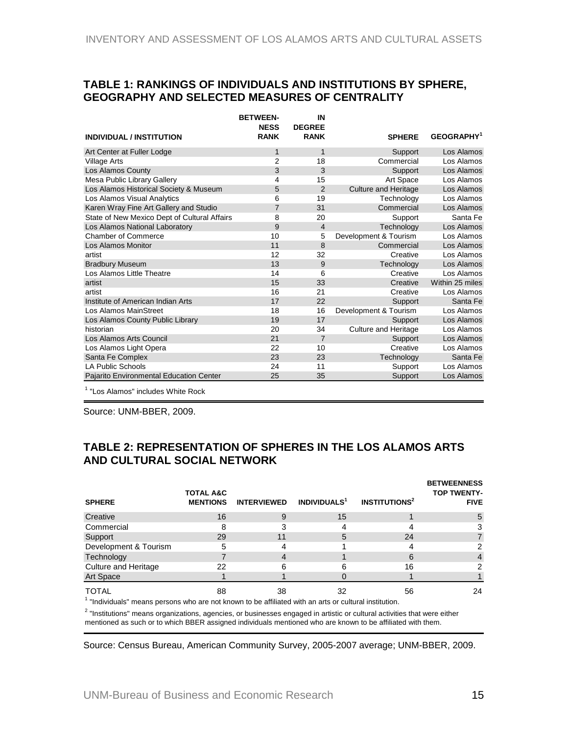## TABLE 1: RANKINGS OF INDIVIDUALS AND INSTITUTIONS BY SPHERE, GEOGRAPHY AND SELECTED MEASURES OF CENTRALITY

| INDIVIDUAL / INSTITUTION | BETWEEN-NESS RANK | IN DEGREE RANK | SPHERE | GEOGRAPHY[1] |
|---|---|---|---|---|
| Art Center at Fuller Lodge | 1 | 1 | Support | Los Alamos |
| Village Arts | 2 | 18 | Commercial | Los Alamos |
| Los Alamos County | 3 | 3 | Support | Los Alamos |
| Mesa Public Library Gallery | 4 | 15 | Art Space | Los Alamos |
| Los Alamos Historical Society & Museum | 5 | 2 | Culture and Heritage | Los Alamos |
| Los Alamos Visual Analytics | 6 | 19 | Technology | Los Alamos |
| Karen Wray Fine Art Gallery and Studio | 7 | 31 | Commercial | Los Alamos |
| State of New Mexico Dept of Cultural Affairs | 8 | 20 | Support | Santa Fe |
| Los Alamos National Laboratory | 9 | 4 | Technology | Los Alamos |
| Chamber of Commerce | 10 | 5 | Development & Tourism | Los Alamos |
| Los Alamos Monitor | 11 | 8 | Commercial | Los Alamos |
| artist | 12 | 32 | Creative | Los Alamos |
| Bradbury Museum | 13 | 9 | Technology | Los Alamos |
| Los Alamos Little Theatre | 14 | 6 | Creative | Los Alamos |
| artist | 15 | 33 | Creative | Within 25 miles |
| artist | 16 | 21 | Creative | Los Alamos |
| Institute of American Indian Arts | 17 | 22 | Support | Santa Fe |
| Los Alamos MainStreet | 18 | 16 | Development & Tourism | Los Alamos |
| Los Alamos County Public Library | 19 | 17 | Support | Los Alamos |
| historian | 20 | 34 | Culture and Heritage | Los Alamos |
| Los Alamos Arts Council | 21 | 7 | Support | Los Alamos |
| Los Alamos Light Opera | 22 | 10 | Creative | Los Alamos |
| Santa Fe Complex | 23 | 23 | Technology | Santa Fe |
| LA Public Schools | 24 | 11 | Support | Los Alamos |
| Pajarito Environmental Education Center | 25 | 35 | Support | Los Alamos |

[1] "Los Alamos" includes White Rock

Source: UNM-BBER, 2009.

## TABLE 2: REPRESENTATION OF SPHERES IN THE LOS ALAMOS ARTS AND CULTURAL SOCIAL NETWORK

| SPHERE | TOTAL A&C MENTIONS | INTERVIEWED | INDIVIDUALS[1] | INSTITUTIONS[2] | BETWEENNESS TOP TWENTY-FIVE |
|---|---|---|---|---|---|
| Creative | 16 | 9 | 15 | 1 | 5 |
| Commercial | 8 | 3 | 4 | 4 | 3 |
| Support | 29 | 11 | 5 | 24 | 7 |
| Development & Tourism | 5 | 4 | 1 | 4 | 2 |
| Technology | 7 | 4 | 1 | 6 | 4 |
| Culture and Heritage | 22 | 6 | 6 | 16 | 2 |
| Art Space | 1 | 1 | 0 | 1 | 1 |
| TOTAL | 88 | 38 | 32 | 56 | 24 |

[1] "Individuals" means persons who are not known to be affiliated with an arts or cultural institution.

[2] "Institutions" means organizations, agencies, or businesses engaged in artistic or cultural activities that were either mentioned as such or to which BBER assigned individuals mentioned who are known to be affiliated with them.

Source: Census Bureau, American Community Survey, 2005-2007 average; UNM-BBER, 2009.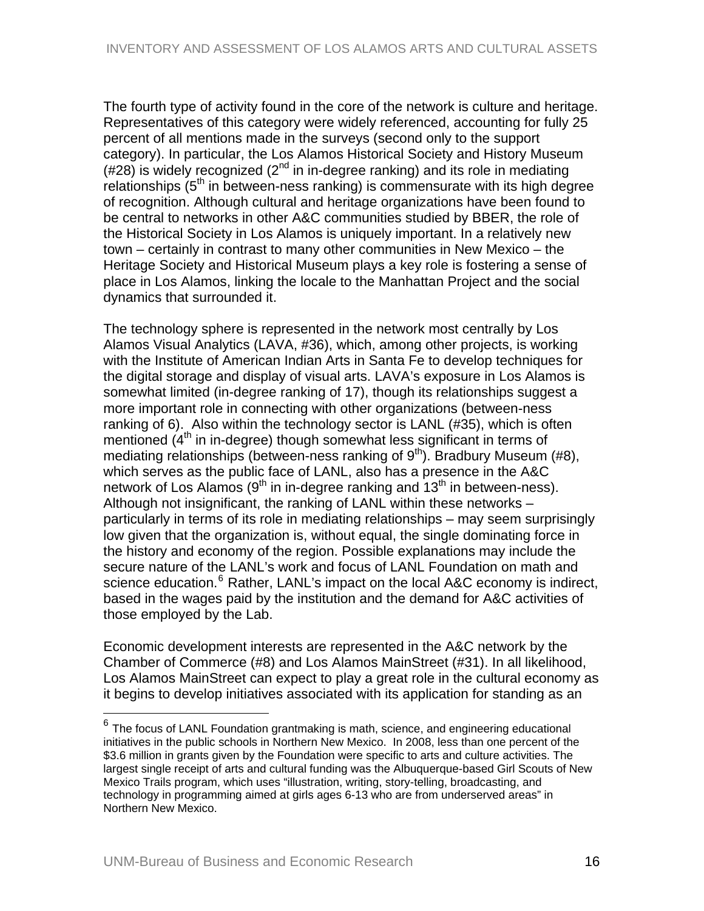The fourth type of activity found in the core of the network is culture and heritage. Representatives of this category were widely referenced, accounting for fully 25 percent of all mentions made in the surveys (second only to the support category). In particular, the Los Alamos Historical Society and History Museum (#28) is widely recognized (2nd in in-degree ranking) and its role in mediating relationships (5th in between-ness ranking) is commensurate with its high degree of recognition. Although cultural and heritage organizations have been found to be central to networks in other A&C communities studied by BBER, the role of the Historical Society in Los Alamos is uniquely important. In a relatively new town – certainly in contrast to many other communities in New Mexico – the Heritage Society and Historical Museum plays a key role is fostering a sense of place in Los Alamos, linking the locale to the Manhattan Project and the social dynamics that surrounded it.

The technology sphere is represented in the network most centrally by Los Alamos Visual Analytics (LAVA, #36), which, among other projects, is working with the Institute of American Indian Arts in Santa Fe to develop techniques for the digital storage and display of visual arts. LAVA's exposure in Los Alamos is somewhat limited (in-degree ranking of 17), though its relationships suggest a more important role in connecting with other organizations (between-ness ranking of 6). Also within the technology sector is LANL (#35), which is often mentioned (4th in in-degree) though somewhat less significant in terms of mediating relationships (between-ness ranking of 9th). Bradbury Museum (#8), which serves as the public face of LANL, also has a presence in the A&C network of Los Alamos (9th in in-degree ranking and 13th in between-ness). Although not insignificant, the ranking of LANL within these networks – particularly in terms of its role in mediating relationships – may seem surprisingly low given that the organization is, without equal, the single dominating force in the history and economy of the region. Possible explanations may include the secure nature of the LANL's work and focus of LANL Foundation on math and science education.[6] Rather, LANL's impact on the local A&C economy is indirect, based in the wages paid by the institution and the demand for A&C activities of those employed by the Lab.

Economic development interests are represented in the A&C network by the Chamber of Commerce (#8) and Los Alamos MainStreet (#31). In all likelihood, Los Alamos MainStreet can expect to play a great role in the cultural economy as it begins to develop initiatives associated with its application for standing as an

[6] The focus of LANL Foundation grantmaking is math, science, and engineering educational initiatives in the public schools in Northern New Mexico. In 2008, less than one percent of the $3.6 million in grants given by the Foundation were specific to arts and culture activities. The largest single receipt of arts and cultural funding was the Albuquerque-based Girl Scouts of New Mexico Trails program, which uses "illustration, writing, story-telling, broadcasting, and technology in programming aimed at girls ages 6-13 who are from underserved areas" in Northern New Mexico.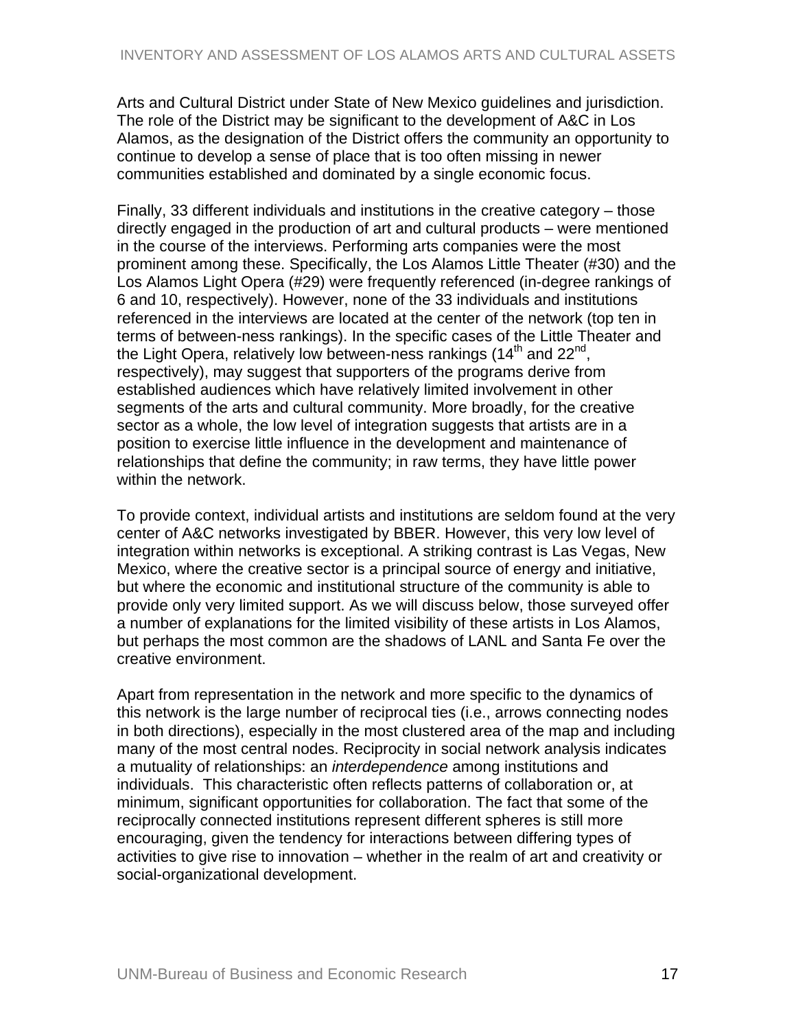Arts and Cultural District under State of New Mexico guidelines and jurisdiction. The role of the District may be significant to the development of A&C in Los Alamos, as the designation of the District offers the community an opportunity to continue to develop a sense of place that is too often missing in newer communities established and dominated by a single economic focus.

Finally, 33 different individuals and institutions in the creative category – those directly engaged in the production of art and cultural products – were mentioned in the course of the interviews. Performing arts companies were the most prominent among these. Specifically, the Los Alamos Little Theater (#30) and the Los Alamos Light Opera (#29) were frequently referenced (in-degree rankings of 6 and 10, respectively). However, none of the 33 individuals and institutions referenced in the interviews are located at the center of the network (top ten in terms of between-ness rankings). In the specific cases of the Little Theater and the Light Opera, relatively low between-ness rankings (14th and 22nd, respectively), may suggest that supporters of the programs derive from established audiences which have relatively limited involvement in other segments of the arts and cultural community. More broadly, for the creative sector as a whole, the low level of integration suggests that artists are in a position to exercise little influence in the development and maintenance of relationships that define the community; in raw terms, they have little power within the network.

To provide context, individual artists and institutions are seldom found at the very center of A&C networks investigated by BBER. However, this very low level of integration within networks is exceptional. A striking contrast is Las Vegas, New Mexico, where the creative sector is a principal source of energy and initiative, but where the economic and institutional structure of the community is able to provide only very limited support. As we will discuss below, those surveyed offer a number of explanations for the limited visibility of these artists in Los Alamos, but perhaps the most common are the shadows of LANL and Santa Fe over the creative environment.

Apart from representation in the network and more specific to the dynamics of this network is the large number of reciprocal ties (i.e., arrows connecting nodes in both directions), especially in the most clustered area of the map and including many of the most central nodes. Reciprocity in social network analysis indicates a mutuality of relationships: an *interdependence* among institutions and individuals. This characteristic often reflects patterns of collaboration or, at minimum, significant opportunities for collaboration. The fact that some of the reciprocally connected institutions represent different spheres is still more encouraging, given the tendency for interactions between differing types of activities to give rise to innovation – whether in the realm of art and creativity or social-organizational development.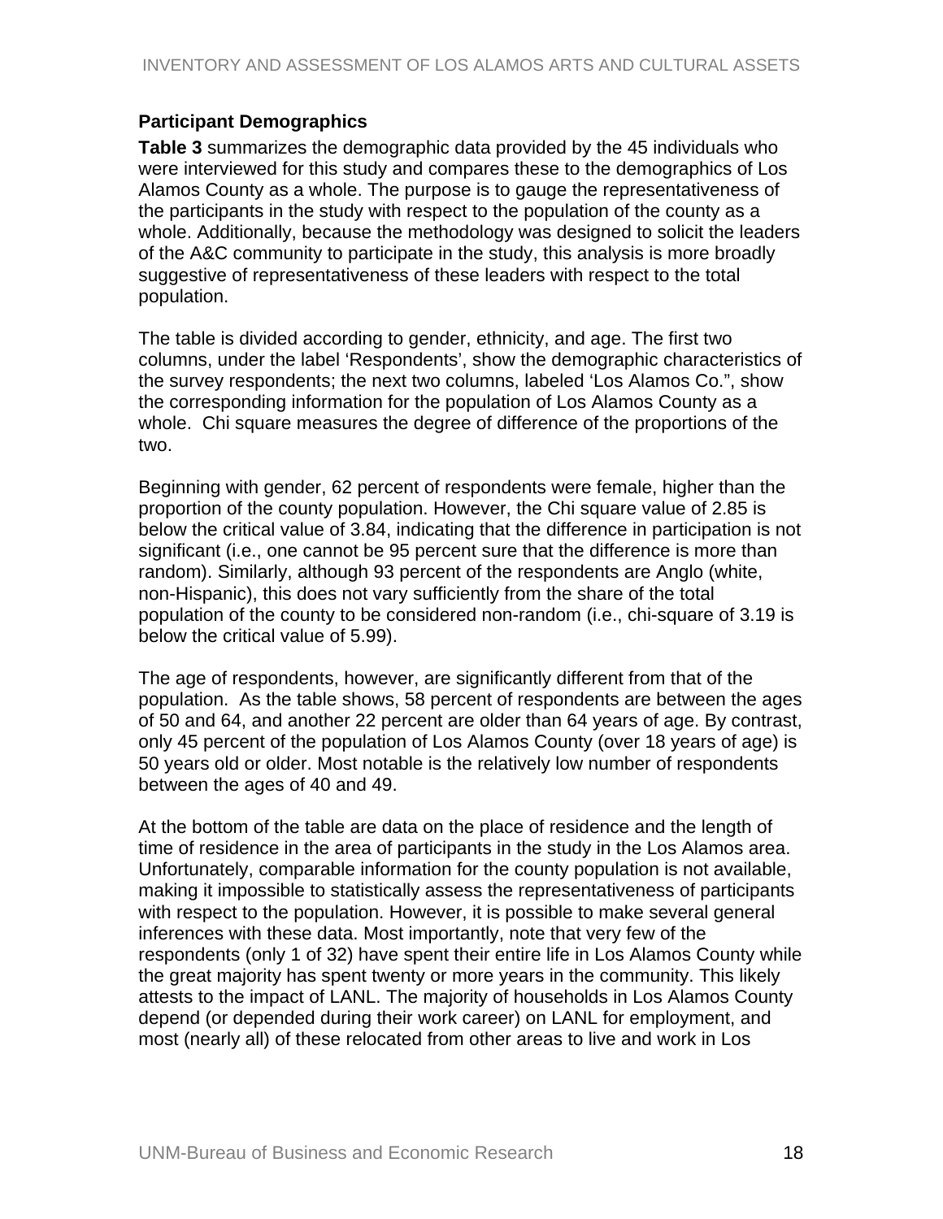### Participant Demographics

**Table 3** summarizes the demographic data provided by the 45 individuals who were interviewed for this study and compares these to the demographics of Los Alamos County as a whole. The purpose is to gauge the representativeness of the participants in the study with respect to the population of the county as a whole. Additionally, because the methodology was designed to solicit the leaders of the A&C community to participate in the study, this analysis is more broadly suggestive of representativeness of these leaders with respect to the total population.

The table is divided according to gender, ethnicity, and age. The first two columns, under the label 'Respondents', show the demographic characteristics of the survey respondents; the next two columns, labeled 'Los Alamos Co.", show the corresponding information for the population of Los Alamos County as a whole. Chi square measures the degree of difference of the proportions of the two.

Beginning with gender, 62 percent of respondents were female, higher than the proportion of the county population. However, the Chi square value of 2.85 is below the critical value of 3.84, indicating that the difference in participation is not significant (i.e., one cannot be 95 percent sure that the difference is more than random). Similarly, although 93 percent of the respondents are Anglo (white, non-Hispanic), this does not vary sufficiently from the share of the total population of the county to be considered non-random (i.e., chi-square of 3.19 is below the critical value of 5.99).

The age of respondents, however, are significantly different from that of the population. As the table shows, 58 percent of respondents are between the ages of 50 and 64, and another 22 percent are older than 64 years of age. By contrast, only 45 percent of the population of Los Alamos County (over 18 years of age) is 50 years old or older. Most notable is the relatively low number of respondents between the ages of 40 and 49.

At the bottom of the table are data on the place of residence and the length of time of residence in the area of participants in the study in the Los Alamos area. Unfortunately, comparable information for the county population is not available, making it impossible to statistically assess the representativeness of participants with respect to the population. However, it is possible to make several general inferences with these data. Most importantly, note that very few of the respondents (only 1 of 32) have spent their entire life in Los Alamos County while the great majority has spent twenty or more years in the community. This likely attests to the impact of LANL. The majority of households in Los Alamos County depend (or depended during their work career) on LANL for employment, and most (nearly all) of these relocated from other areas to live and work in Los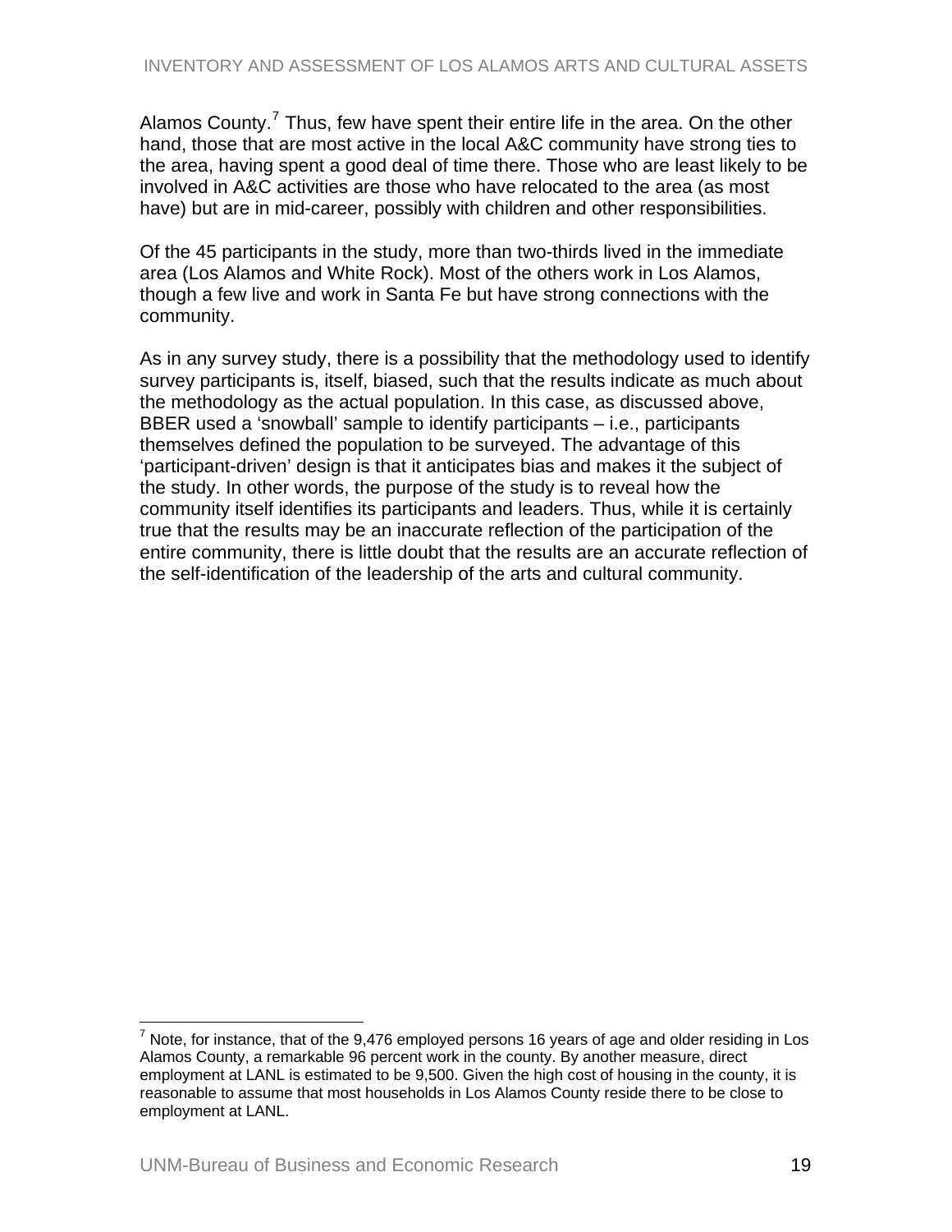Alamos County.[7] Thus, few have spent their entire life in the area. On the other hand, those that are most active in the local A&C community have strong ties to the area, having spent a good deal of time there. Those who are least likely to be involved in A&C activities are those who have relocated to the area (as most have) but are in mid-career, possibly with children and other responsibilities.

Of the 45 participants in the study, more than two-thirds lived in the immediate area (Los Alamos and White Rock). Most of the others work in Los Alamos, though a few live and work in Santa Fe but have strong connections with the community.

As in any survey study, there is a possibility that the methodology used to identify survey participants is, itself, biased, such that the results indicate as much about the methodology as the actual population. In this case, as discussed above, BBER used a 'snowball' sample to identify participants – i.e., participants themselves defined the population to be surveyed. The advantage of this 'participant-driven' design is that it anticipates bias and makes it the subject of the study. In other words, the purpose of the study is to reveal how the community itself identifies its participants and leaders. Thus, while it is certainly true that the results may be an inaccurate reflection of the participation of the entire community, there is little doubt that the results are an accurate reflection of the self-identification of the leadership of the arts and cultural community.

[7] Note, for instance, that of the 9,476 employed persons 16 years of age and older residing in Los Alamos County, a remarkable 96 percent work in the county. By another measure, direct employment at LANL is estimated to be 9,500. Given the high cost of housing in the county, it is reasonable to assume that most households in Los Alamos County reside there to be close to employment at LANL.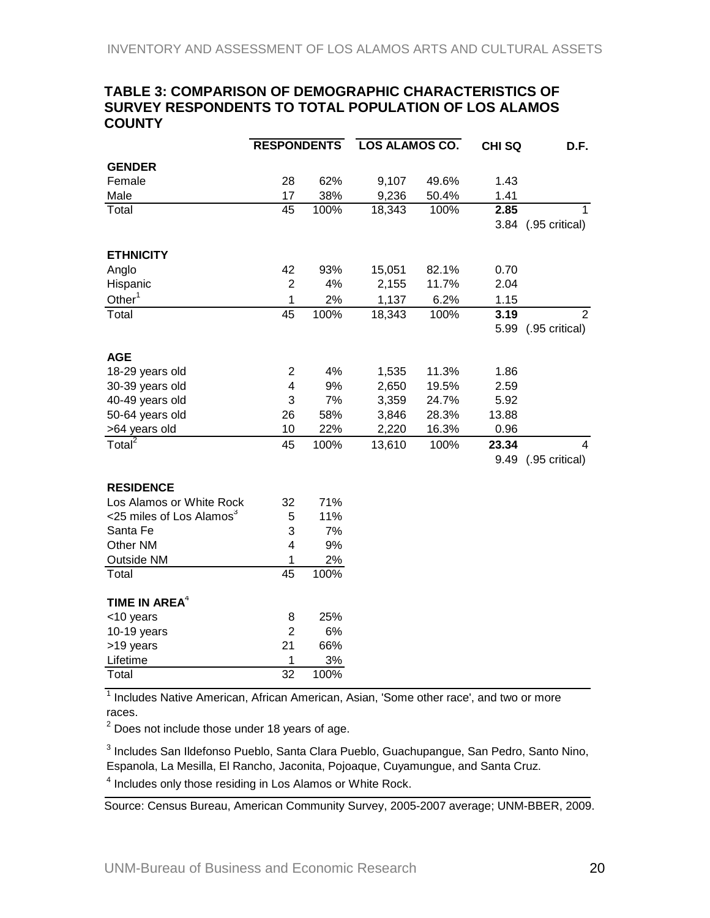## TABLE 3: COMPARISON OF DEMOGRAPHIC CHARACTERISTICS OF SURVEY RESPONDENTS TO TOTAL POPULATION OF LOS ALAMOS COUNTY

| | RESPONDENTS | | LOS ALAMOS CO. | | CHI SQ | D.F. |
|---|---|---|---|---|---|---|
| **GENDER** | | | | | | |
| Female | 28 | 62% | 9,107 | 49.6% | 1.43 | |
| Male | 17 | 38% | 9,236 | 50.4% | 1.41 | |
| Total | 45 | 100% | 18,343 | 100% | **2.85** | 1 |
| | | | | | 3.84 | (.95 critical) |
| **ETHNICITY** | | | | | | |
| Anglo | 42 | 93% | 15,051 | 82.1% | 0.70 | |
| Hispanic | 2 | 4% | 2,155 | 11.7% | 2.04 | |
| Other[1] | 1 | 2% | 1,137 | 6.2% | 1.15 | |
| Total | 45 | 100% | 18,343 | 100% | **3.19** | 2 |
| | | | | | 5.99 | (.95 critical) |
| **AGE** | | | | | | |
| 18-29 years old | 2 | 4% | 1,535 | 11.3% | 1.86 | |
| 30-39 years old | 4 | 9% | 2,650 | 19.5% | 2.59 | |
| 40-49 years old | 3 | 7% | 3,359 | 24.7% | 5.92 | |
| 50-64 years old | 26 | 58% | 3,846 | 28.3% | 13.88 | |
| >64 years old | 10 | 22% | 2,220 | 16.3% | 0.96 | |
| Total[2] | 45 | 100% | 13,610 | 100% | **23.34** | 4 |
| | | | | | 9.49 | (.95 critical) |
| **RESIDENCE** | | | | | | |
| Los Alamos or White Rock | 32 | 71% | | | | |
| <25 miles of Los Alamos[3] | 5 | 11% | | | | |
| Santa Fe | 3 | 7% | | | | |
| Other NM | 4 | 9% | | | | |
| Outside NM | 1 | 2% | | | | |
| Total | 45 | 100% | | | | |
| **TIME IN AREA**[4] | | | | | | |
| <10 years | 8 | 25% | | | | |
| 10-19 years | 2 | 6% | | | | |
| >19 years | 21 | 66% | | | | |
| Lifetime | 1 | 3% | | | | |
| Total | 32 | 100% | | | | |

[1] Includes Native American, African American, Asian, 'Some other race', and two or more races.

[2] Does not include those under 18 years of age.

[3] Includes San Ildefonso Pueblo, Santa Clara Pueblo, Guachupangue, San Pedro, Santo Nino, Espanola, La Mesilla, El Rancho, Jaconita, Pojoaque, Cuyamungue, and Santa Cruz.

[4] Includes only those residing in Los Alamos or White Rock.

Source: Census Bureau, American Community Survey, 2005-2007 average; UNM-BBER, 2009.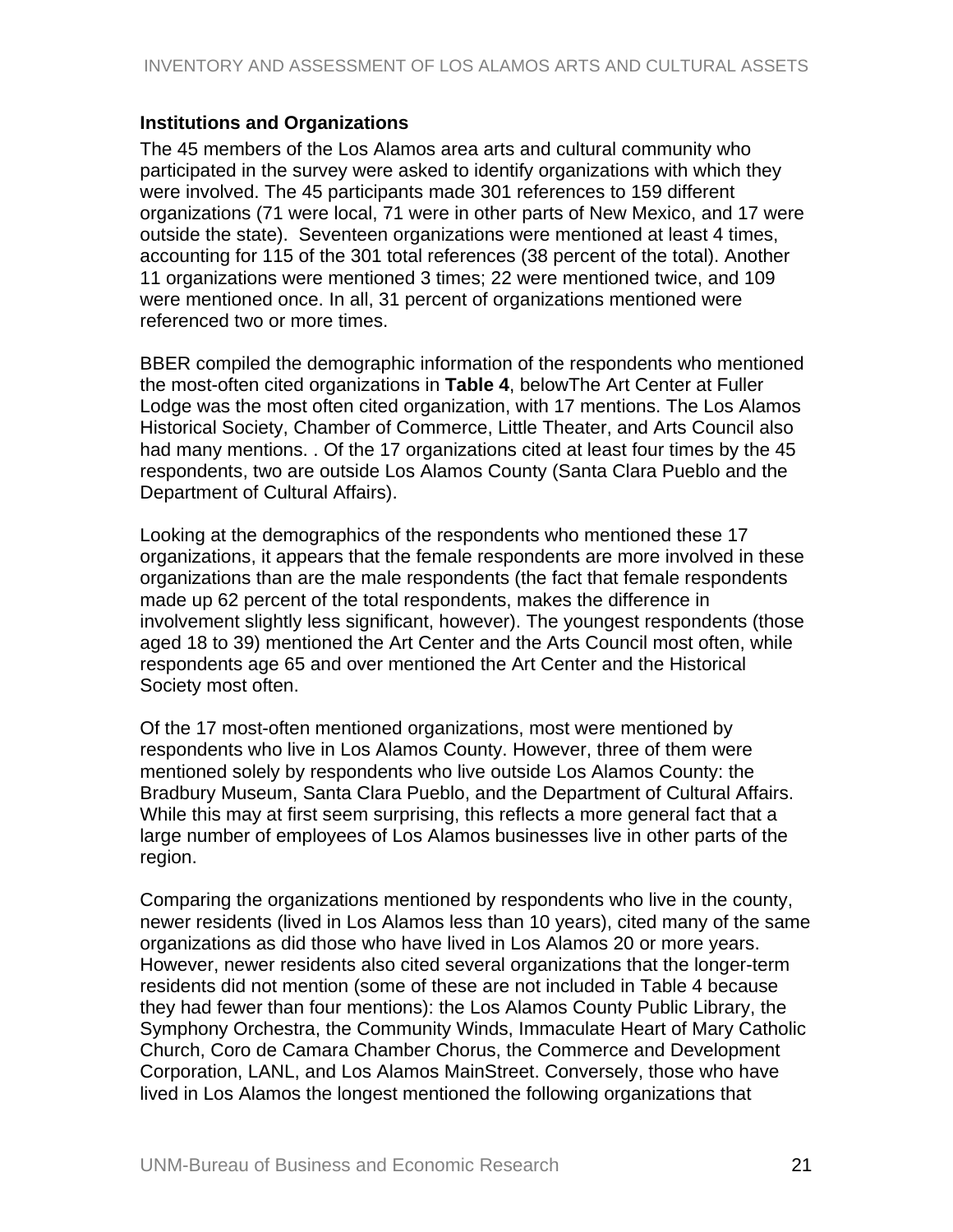**Institutions and Organizations**

The 45 members of the Los Alamos area arts and cultural community who participated in the survey were asked to identify organizations with which they were involved. The 45 participants made 301 references to 159 different organizations (71 were local, 71 were in other parts of New Mexico, and 17 were outside the state). Seventeen organizations were mentioned at least 4 times, accounting for 115 of the 301 total references (38 percent of the total). Another 11 organizations were mentioned 3 times; 22 were mentioned twice, and 109 were mentioned once. In all, 31 percent of organizations mentioned were referenced two or more times.

BBER compiled the demographic information of the respondents who mentioned the most-often cited organizations in **Table 4**, belowThe Art Center at Fuller Lodge was the most often cited organization, with 17 mentions. The Los Alamos Historical Society, Chamber of Commerce, Little Theater, and Arts Council also had many mentions. . Of the 17 organizations cited at least four times by the 45 respondents, two are outside Los Alamos County (Santa Clara Pueblo and the Department of Cultural Affairs).

Looking at the demographics of the respondents who mentioned these 17 organizations, it appears that the female respondents are more involved in these organizations than are the male respondents (the fact that female respondents made up 62 percent of the total respondents, makes the difference in involvement slightly less significant, however). The youngest respondents (those aged 18 to 39) mentioned the Art Center and the Arts Council most often, while respondents age 65 and over mentioned the Art Center and the Historical Society most often.

Of the 17 most-often mentioned organizations, most were mentioned by respondents who live in Los Alamos County. However, three of them were mentioned solely by respondents who live outside Los Alamos County: the Bradbury Museum, Santa Clara Pueblo, and the Department of Cultural Affairs. While this may at first seem surprising, this reflects a more general fact that a large number of employees of Los Alamos businesses live in other parts of the region.

Comparing the organizations mentioned by respondents who live in the county, newer residents (lived in Los Alamos less than 10 years), cited many of the same organizations as did those who have lived in Los Alamos 20 or more years. However, newer residents also cited several organizations that the longer-term residents did not mention (some of these are not included in Table 4 because they had fewer than four mentions): the Los Alamos County Public Library, the Symphony Orchestra, the Community Winds, Immaculate Heart of Mary Catholic Church, Coro de Camara Chamber Chorus, the Commerce and Development Corporation, LANL, and Los Alamos MainStreet. Conversely, those who have lived in Los Alamos the longest mentioned the following organizations that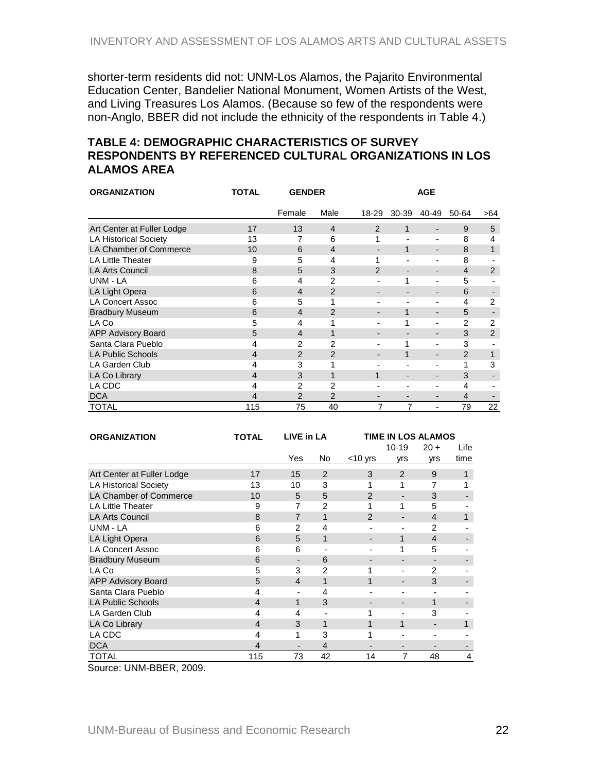shorter-term residents did not: UNM-Los Alamos, the Pajarito Environmental Education Center, Bandelier National Monument, Women Artists of the West, and Living Treasures Los Alamos. (Because so few of the respondents were non-Anglo, BBER did not include the ethnicity of the respondents in Table 4.)

### TABLE 4: DEMOGRAPHIC CHARACTERISTICS OF SURVEY RESPONDENTS BY REFERENCED CULTURAL ORGANIZATIONS IN LOS ALAMOS AREA

| ORGANIZATION | TOTAL | GENDER | | AGE | | | | |
|---|---|---|---|---|---|---|---|---|
| | | Female | Male | 18-29 | 30-39 | 40-49 | 50-64 | >64 |
| Art Center at Fuller Lodge | 17 | 13 | 4 | 2 | 1 | - | 9 | 5 |
| LA Historical Society | 13 | 7 | 6 | 1 | - | - | 8 | 4 |
| LA Chamber of Commerce | 10 | 6 | 4 | - | 1 | - | 8 | 1 |
| LA Little Theater | 9 | 5 | 4 | 1 | - | - | 8 | - |
| LA Arts Council | 8 | 5 | 3 | 2 | - | - | 4 | 2 |
| UNM - LA | 6 | 4 | 2 | - | 1 | - | 5 | - |
| LA Light Opera | 6 | 4 | 2 | - | - | - | 6 | - |
| LA Concert Assoc | 6 | 5 | 1 | - | - | - | 4 | 2 |
| Bradbury Museum | 6 | 4 | 2 | - | 1 | - | 5 | - |
| LA Co | 5 | 4 | 1 | - | 1 | - | 2 | 2 |
| APP Advisory Board | 5 | 4 | 1 | - | - | - | 3 | 2 |
| Santa Clara Pueblo | 4 | 2 | 2 | - | 1 | - | 3 | - |
| LA Public Schools | 4 | 2 | 2 | - | 1 | - | 2 | 1 |
| LA Garden Club | 4 | 3 | 1 | - | - | - | 1 | 3 |
| LA Co Library | 4 | 3 | 1 | 1 | - | - | 3 | - |
| LA CDC | 4 | 2 | 2 | - | - | - | 4 | - |
| DCA | 4 | 2 | 2 | - | - | - | 4 | - |
| TOTAL | 115 | 75 | 40 | 7 | 7 | - | 79 | 22 |

| ORGANIZATION | TOTAL | LIVE in LA | | TIME IN LOS ALAMOS | | | |
|---|---|---|---|---|---|---|---|
| | | Yes | No | <10 yrs | 10-19 yrs | 20 + yrs | Life time |
| Art Center at Fuller Lodge | 17 | 15 | 2 | 3 | 2 | 9 | 1 |
| LA Historical Society | 13 | 10 | 3 | 1 | 1 | 7 | 1 |
| LA Chamber of Commerce | 10 | 5 | 5 | 2 | - | 3 | - |
| LA Little Theater | 9 | 7 | 2 | 1 | 1 | 5 | - |
| LA Arts Council | 8 | 7 | 1 | 2 | - | 4 | 1 |
| UNM - LA | 6 | 2 | 4 | - | - | 2 | - |
| LA Light Opera | 6 | 5 | 1 | - | 1 | 4 | - |
| LA Concert Assoc | 6 | 6 | - | - | 1 | 5 | - |
| Bradbury Museum | 6 | - | 6 | - | - | - | - |
| LA Co | 5 | 3 | 2 | 1 | - | 2 | - |
| APP Advisory Board | 5 | 4 | 1 | 1 | - | 3 | - |
| Santa Clara Pueblo | 4 | - | 4 | - | - | - | - |
| LA Public Schools | 4 | 1 | 3 | - | - | 1 | - |
| LA Garden Club | 4 | 4 | - | 1 | - | 3 | - |
| LA Co Library | 4 | 3 | 1 | 1 | 1 | - | 1 |
| LA CDC | 4 | 1 | 3 | 1 | - | - | - |
| DCA | 4 | - | 4 | - | - | - | - |
| TOTAL | 115 | 73 | 42 | 14 | 7 | 48 | 4 |

Source: UNM-BBER, 2009.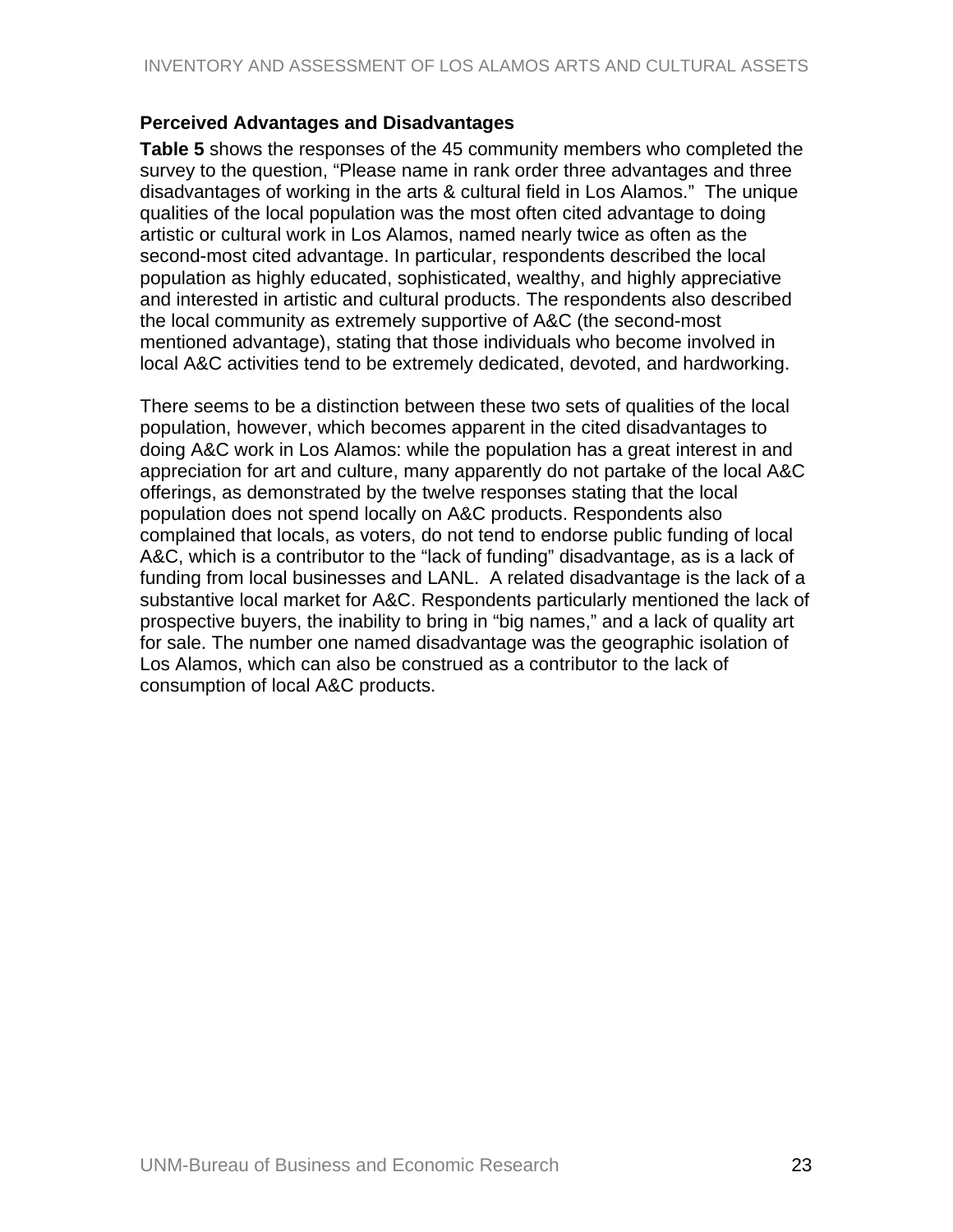**Perceived Advantages and Disadvantages**

**Table 5** shows the responses of the 45 community members who completed the survey to the question, “Please name in rank order three advantages and three disadvantages of working in the arts & cultural field in Los Alamos.” The unique qualities of the local population was the most often cited advantage to doing artistic or cultural work in Los Alamos, named nearly twice as often as the second-most cited advantage. In particular, respondents described the local population as highly educated, sophisticated, wealthy, and highly appreciative and interested in artistic and cultural products. The respondents also described the local community as extremely supportive of A&C (the second-most mentioned advantage), stating that those individuals who become involved in local A&C activities tend to be extremely dedicated, devoted, and hardworking.

There seems to be a distinction between these two sets of qualities of the local population, however, which becomes apparent in the cited disadvantages to doing A&C work in Los Alamos: while the population has a great interest in and appreciation for art and culture, many apparently do not partake of the local A&C offerings, as demonstrated by the twelve responses stating that the local population does not spend locally on A&C products. Respondents also complained that locals, as voters, do not tend to endorse public funding of local A&C, which is a contributor to the “lack of funding” disadvantage, as is a lack of funding from local businesses and LANL. A related disadvantage is the lack of a substantive local market for A&C. Respondents particularly mentioned the lack of prospective buyers, the inability to bring in “big names,” and a lack of quality art for sale. The number one named disadvantage was the geographic isolation of Los Alamos, which can also be construed as a contributor to the lack of consumption of local A&C products.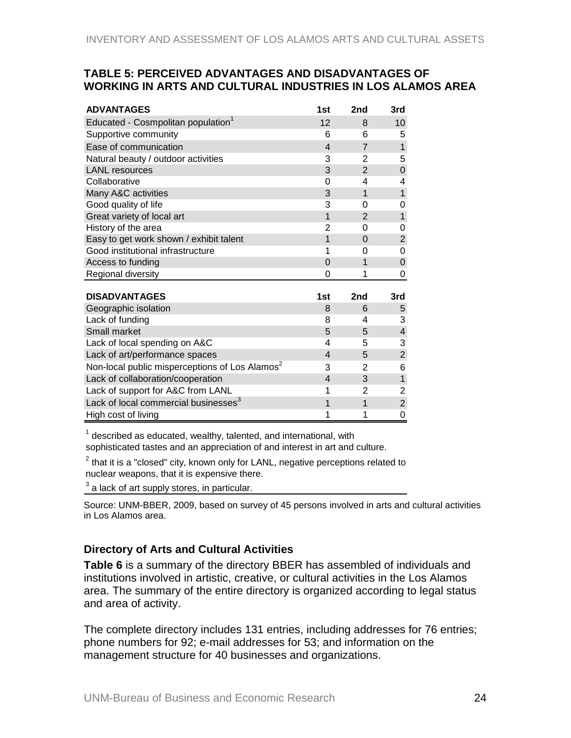**TABLE 5: PERCEIVED ADVANTAGES AND DISADVANTAGES OF WORKING IN ARTS AND CULTURAL INDUSTRIES IN LOS ALAMOS AREA**

| ADVANTAGES | 1st | 2nd | 3rd |
|---|---|---|---|
| Educated - Cosmpolitan population[1] | 12 | 8 | 10 |
| Supportive community | 6 | 6 | 5 |
| Ease of communication | 4 | 7 | 1 |
| Natural beauty / outdoor activities | 3 | 2 | 5 |
| LANL resources | 3 | 2 | 0 |
| Collaborative | 0 | 4 | 4 |
| Many A&C activities | 3 | 1 | 1 |
| Good quality of life | 3 | 0 | 0 |
| Great variety of local art | 1 | 2 | 1 |
| History of the area | 2 | 0 | 0 |
| Easy to get work shown / exhibit talent | 1 | 0 | 2 |
| Good institutional infrastructure | 1 | 0 | 0 |
| Access to funding | 0 | 1 | 0 |
| Regional diversity | 0 | 1 | 0 |
| **DISADVANTAGES** | **1st** | **2nd** | **3rd** |
| Geographic isolation | 8 | 6 | 5 |
| Lack of funding | 8 | 4 | 3 |
| Small market | 5 | 5 | 4 |
| Lack of local spending on A&C | 4 | 5 | 3 |
| Lack of art/performance spaces | 4 | 5 | 2 |
| Non-local public misperceptions of Los Alamos[2] | 3 | 2 | 6 |
| Lack of collaboration/cooperation | 4 | 3 | 1 |
| Lack of support for A&C from LANL | 1 | 2 | 2 |
| Lack of local commercial businesses[3] | 1 | 1 | 2 |
| High cost of living | 1 | 1 | 0 |

[1] described as educated, wealthy, talented, and international, with sophisticated tastes and an appreciation of and interest in art and culture.

[2] that it is a "closed" city, known only for LANL, negative perceptions related to nuclear weapons, that it is expensive there.

[3] a lack of art supply stores, in particular.

Source: UNM-BBER, 2009, based on survey of 45 persons involved in arts and cultural activities in Los Alamos area.

### Directory of Arts and Cultural Activities

**Table 6** is a summary of the directory BBER has assembled of individuals and institutions involved in artistic, creative, or cultural activities in the Los Alamos area. The summary of the entire directory is organized according to legal status and area of activity.

The complete directory includes 131 entries, including addresses for 76 entries; phone numbers for 92; e-mail addresses for 53; and information on the management structure for 40 businesses and organizations.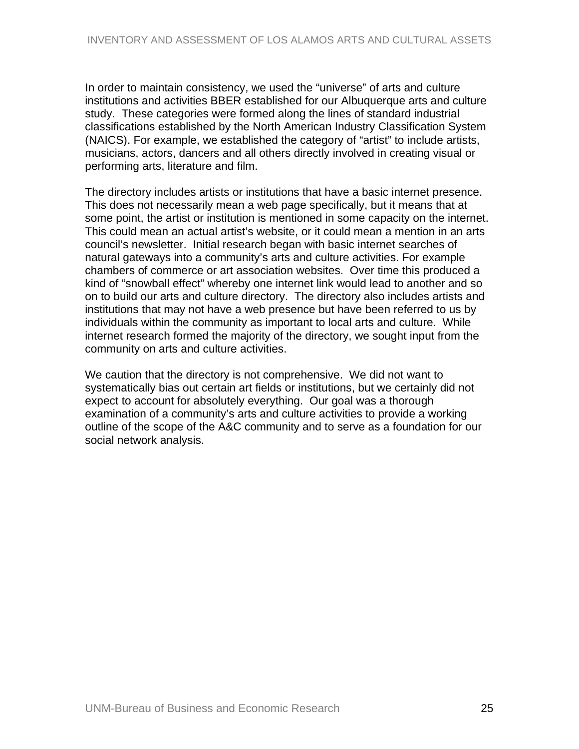In order to maintain consistency, we used the "universe" of arts and culture institutions and activities BBER established for our Albuquerque arts and culture study. These categories were formed along the lines of standard industrial classifications established by the North American Industry Classification System (NAICS). For example, we established the category of "artist" to include artists, musicians, actors, dancers and all others directly involved in creating visual or performing arts, literature and film.

The directory includes artists or institutions that have a basic internet presence. This does not necessarily mean a web page specifically, but it means that at some point, the artist or institution is mentioned in some capacity on the internet. This could mean an actual artist's website, or it could mean a mention in an arts council's newsletter. Initial research began with basic internet searches of natural gateways into a community's arts and culture activities. For example chambers of commerce or art association websites. Over time this produced a kind of "snowball effect" whereby one internet link would lead to another and so on to build our arts and culture directory. The directory also includes artists and institutions that may not have a web presence but have been referred to us by individuals within the community as important to local arts and culture. While internet research formed the majority of the directory, we sought input from the community on arts and culture activities.

We caution that the directory is not comprehensive. We did not want to systematically bias out certain art fields or institutions, but we certainly did not expect to account for absolutely everything. Our goal was a thorough examination of a community's arts and culture activities to provide a working outline of the scope of the A&C community and to serve as a foundation for our social network analysis.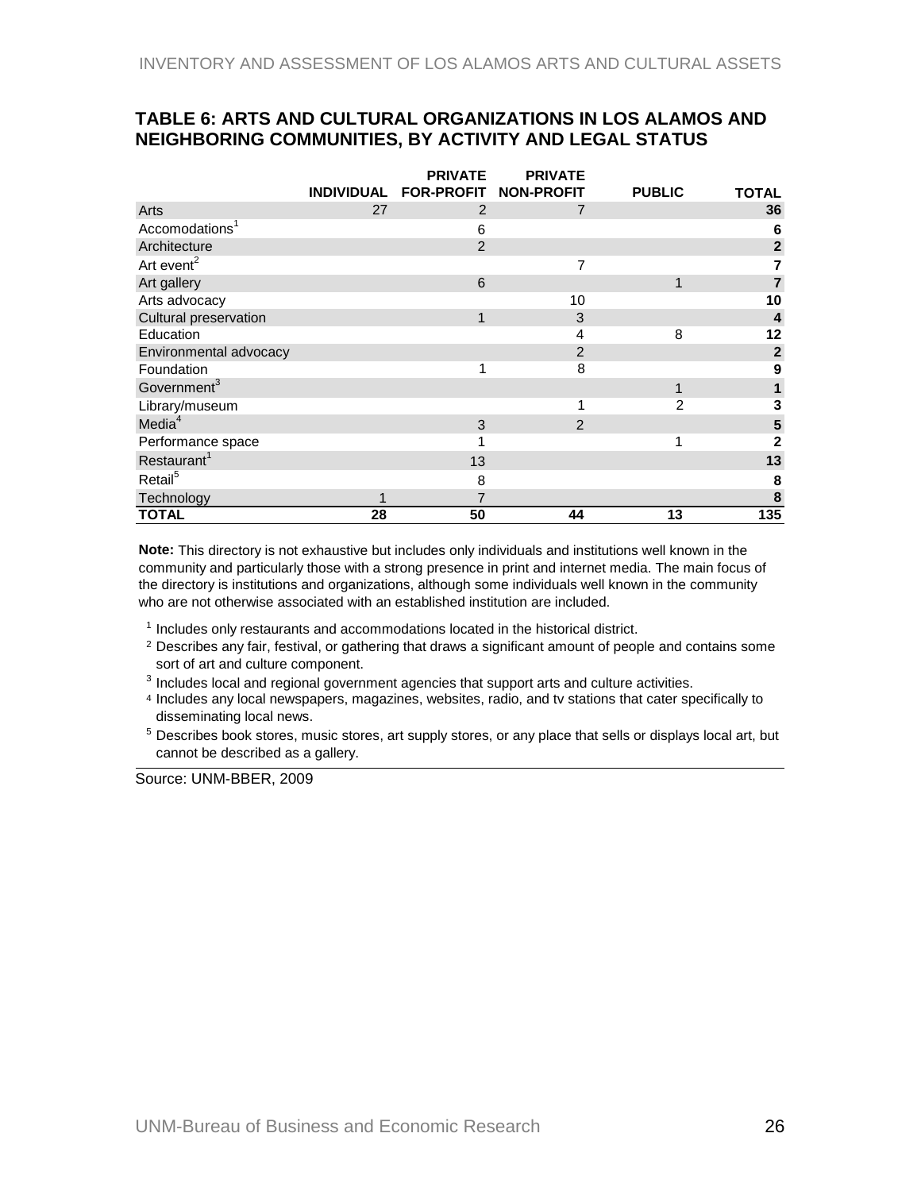## TABLE 6: ARTS AND CULTURAL ORGANIZATIONS IN LOS ALAMOS AND NEIGHBORING COMMUNITIES, BY ACTIVITY AND LEGAL STATUS

| | INDIVIDUAL | PRIVATE FOR-PROFIT | PRIVATE NON-PROFIT | PUBLIC | TOTAL |
|---|---|---|---|---|---|
| Arts | 27 | 2 | 7 | | **36** |
| Accomodations[1] | | 6 | | | **6** |
| Architecture | | 2 | | | **2** |
| Art event[2] | | | 7 | | **7** |
| Art gallery | | 6 | | 1 | **7** |
| Arts advocacy | | | 10 | | **10** |
| Cultural preservation | | 1 | 3 | | **4** |
| Education | | | 4 | 8 | **12** |
| Environmental advocacy | | | 2 | | **2** |
| Foundation | | 1 | 8 | | **9** |
| Government[3] | | | | 1 | **1** |
| Library/museum | | | 1 | 2 | **3** |
| Media[4] | | 3 | 2 | | **5** |
| Performance space | | 1 | | 1 | **2** |
| Restaurant[1] | | 13 | | | **13** |
| Retail[5] | | 8 | | | **8** |
| Technology | 1 | 7 | | | **8** |
| **TOTAL** | **28** | **50** | **44** | **13** | **135** |

**Note:** This directory is not exhaustive but includes only individuals and institutions well known in the community and particularly those with a strong presence in print and internet media. The main focus of the directory is institutions and organizations, although some individuals well known in the community who are not otherwise associated with an established institution are included.

[1] Includes only restaurants and accommodations located in the historical district.

[2] Describes any fair, festival, or gathering that draws a significant amount of people and contains some sort of art and culture component.

[3] Includes local and regional government agencies that support arts and culture activities.

[4] Includes any local newspapers, magazines, websites, radio, and tv stations that cater specifically to disseminating local news.

[5] Describes book stores, music stores, art supply stores, or any place that sells or displays local art, but cannot be described as a gallery.

Source: UNM-BBER, 2009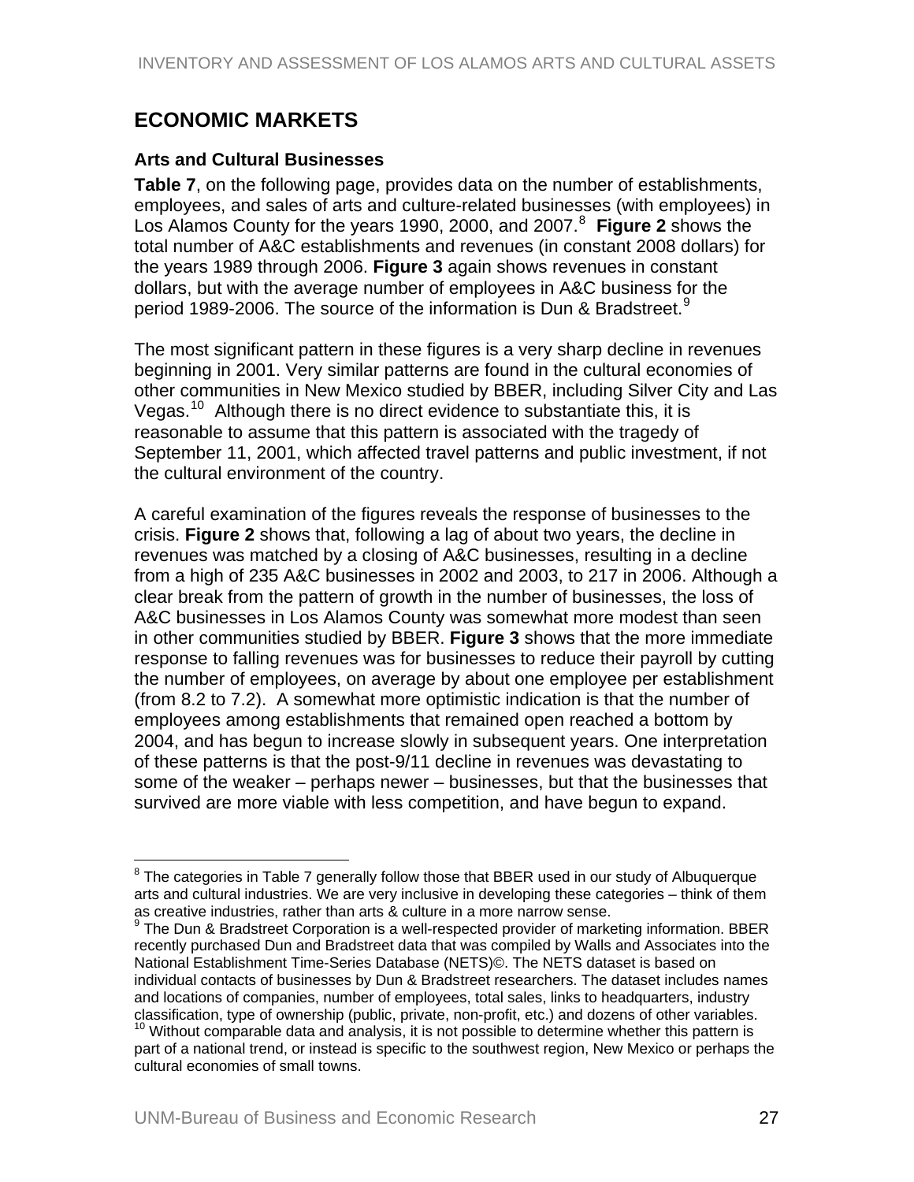## ECONOMIC MARKETS

### Arts and Cultural Businesses

**Table 7**, on the following page, provides data on the number of establishments, employees, and sales of arts and culture-related businesses (with employees) in Los Alamos County for the years 1990, 2000, and 2007.[8] **Figure 2** shows the total number of A&C establishments and revenues (in constant 2008 dollars) for the years 1989 through 2006. **Figure 3** again shows revenues in constant dollars, but with the average number of employees in A&C business for the period 1989-2006. The source of the information is Dun & Bradstreet.[9]

The most significant pattern in these figures is a very sharp decline in revenues beginning in 2001. Very similar patterns are found in the cultural economies of other communities in New Mexico studied by BBER, including Silver City and Las Vegas.[10] Although there is no direct evidence to substantiate this, it is reasonable to assume that this pattern is associated with the tragedy of September 11, 2001, which affected travel patterns and public investment, if not the cultural environment of the country.

A careful examination of the figures reveals the response of businesses to the crisis. **Figure 2** shows that, following a lag of about two years, the decline in revenues was matched by a closing of A&C businesses, resulting in a decline from a high of 235 A&C businesses in 2002 and 2003, to 217 in 2006. Although a clear break from the pattern of growth in the number of businesses, the loss of A&C businesses in Los Alamos County was somewhat more modest than seen in other communities studied by BBER. **Figure 3** shows that the more immediate response to falling revenues was for businesses to reduce their payroll by cutting the number of employees, on average by about one employee per establishment (from 8.2 to 7.2). A somewhat more optimistic indication is that the number of employees among establishments that remained open reached a bottom by 2004, and has begun to increase slowly in subsequent years. One interpretation of these patterns is that the post-9/11 decline in revenues was devastating to some of the weaker – perhaps newer – businesses, but that the businesses that survived are more viable with less competition, and have begun to expand.

---

[8] The categories in Table 7 generally follow those that BBER used in our study of Albuquerque arts and cultural industries. We are very inclusive in developing these categories – think of them as creative industries, rather than arts & culture in a more narrow sense.

[9] The Dun & Bradstreet Corporation is a well-respected provider of marketing information. BBER recently purchased Dun and Bradstreet data that was compiled by Walls and Associates into the National Establishment Time-Series Database (NETS)©. The NETS dataset is based on individual contacts of businesses by Dun & Bradstreet researchers. The dataset includes names and locations of companies, number of employees, total sales, links to headquarters, industry classification, type of ownership (public, private, non-profit, etc.) and dozens of other variables.

[10] Without comparable data and analysis, it is not possible to determine whether this pattern is part of a national trend, or instead is specific to the southwest region, New Mexico or perhaps the cultural economies of small towns.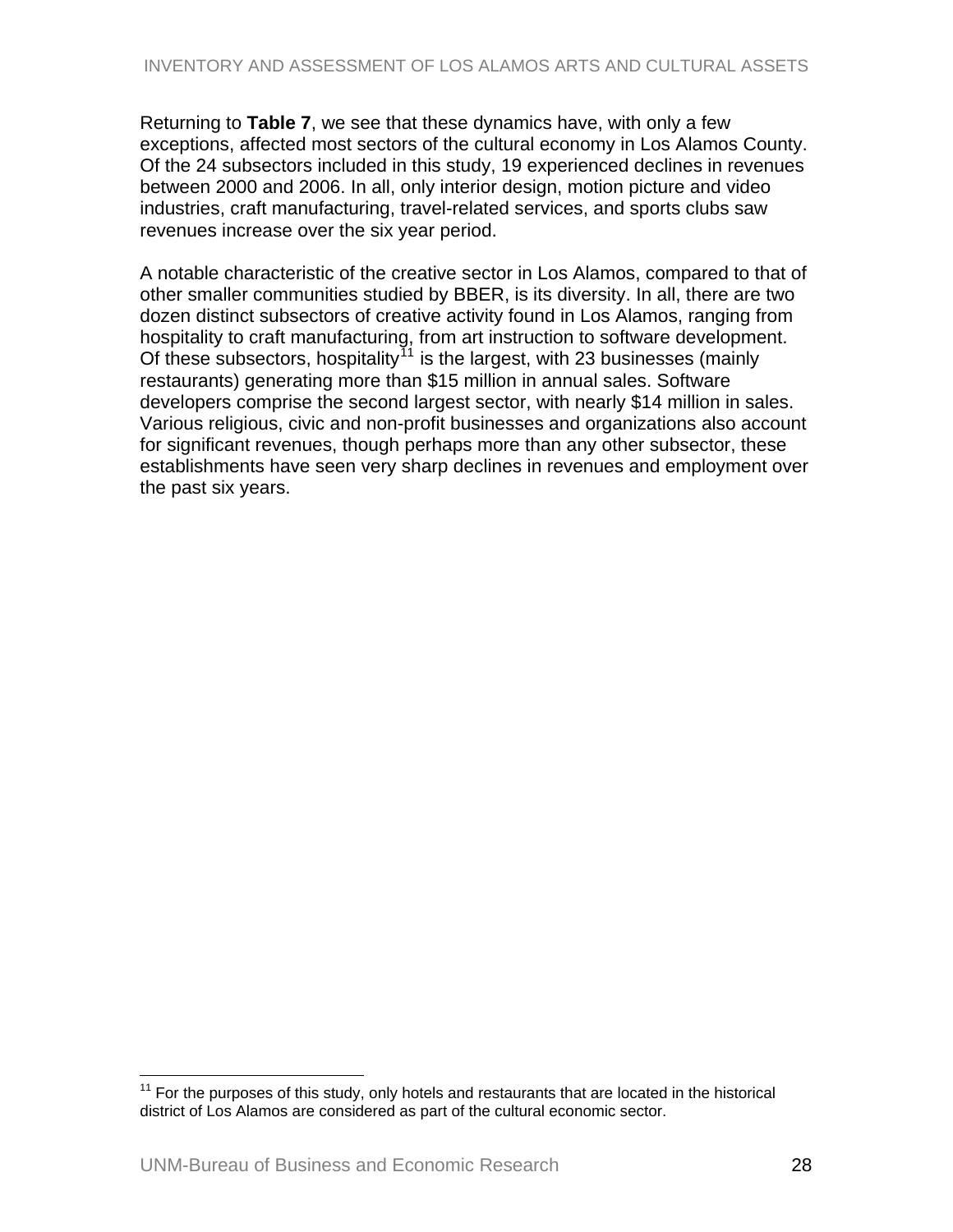Returning to **Table 7**, we see that these dynamics have, with only a few exceptions, affected most sectors of the cultural economy in Los Alamos County. Of the 24 subsectors included in this study, 19 experienced declines in revenues between 2000 and 2006. In all, only interior design, motion picture and video industries, craft manufacturing, travel-related services, and sports clubs saw revenues increase over the six year period.

A notable characteristic of the creative sector in Los Alamos, compared to that of other smaller communities studied by BBER, is its diversity. In all, there are two dozen distinct subsectors of creative activity found in Los Alamos, ranging from hospitality to craft manufacturing, from art instruction to software development. Of these subsectors, hospitality[11] is the largest, with 23 businesses (mainly restaurants) generating more than $15 million in annual sales. Software developers comprise the second largest sector, with nearly $14 million in sales. Various religious, civic and non-profit businesses and organizations also account for significant revenues, though perhaps more than any other subsector, these establishments have seen very sharp declines in revenues and employment over the past six years.

[11] For the purposes of this study, only hotels and restaurants that are located in the historical district of Los Alamos are considered as part of the cultural economic sector.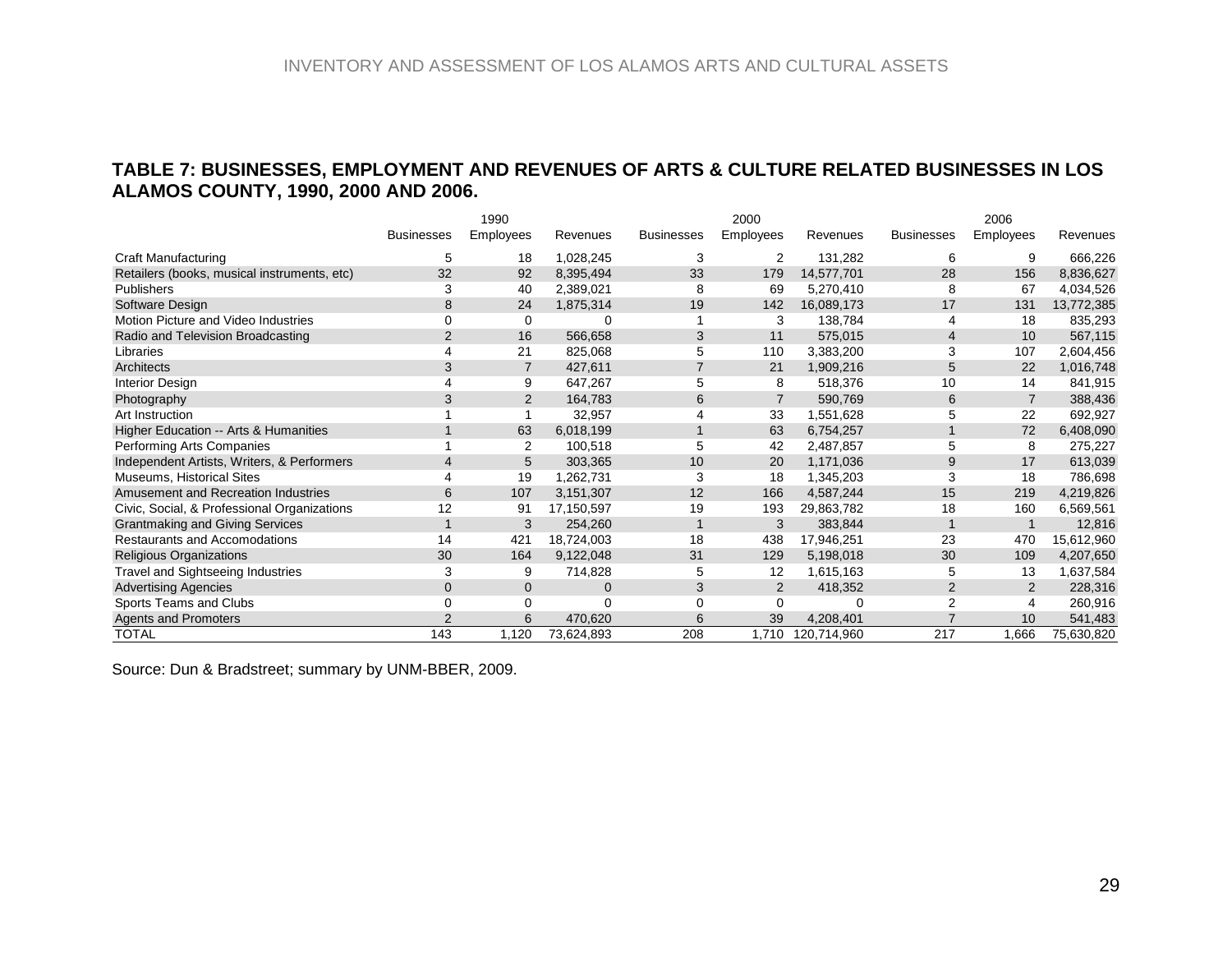### TABLE 7: BUSINESSES, EMPLOYMENT AND REVENUES OF ARTS & CULTURE RELATED BUSINESSES IN LOS ALAMOS COUNTY, 1990, 2000 AND 2006.

| | 1990 | | | 2000 | | | 2006 | | |
|---|---|---|---|---|---|---|---|---|---|
| | Businesses | Employees | Revenues | Businesses | Employees | Revenues | Businesses | Employees | Revenues |
| Craft Manufacturing | 5 | 18 | 1,028,245 | 3 | 2 | 131,282 | 6 | 9 | 666,226 |
| Retailers (books, musical instruments, etc) | 32 | 92 | 8,395,494 | 33 | 179 | 14,577,701 | 28 | 156 | 8,836,627 |
| Publishers | 3 | 40 | 2,389,021 | 8 | 69 | 5,270,410 | 8 | 67 | 4,034,526 |
| Software Design | 8 | 24 | 1,875,314 | 19 | 142 | 16,089,173 | 17 | 131 | 13,772,385 |
| Motion Picture and Video Industries | 0 | 0 | 0 | 1 | 3 | 138,784 | 4 | 18 | 835,293 |
| Radio and Television Broadcasting | 2 | 16 | 566,658 | 3 | 11 | 575,015 | 4 | 10 | 567,115 |
| Libraries | 4 | 21 | 825,068 | 5 | 110 | 3,383,200 | 3 | 107 | 2,604,456 |
| Architects | 3 | 7 | 427,611 | 7 | 21 | 1,909,216 | 5 | 22 | 1,016,748 |
| Interior Design | 4 | 9 | 647,267 | 5 | 8 | 518,376 | 10 | 14 | 841,915 |
| Photography | 3 | 2 | 164,783 | 6 | 7 | 590,769 | 6 | 7 | 388,436 |
| Art Instruction | 1 | 1 | 32,957 | 4 | 33 | 1,551,628 | 5 | 22 | 692,927 |
| Higher Education -- Arts & Humanities | 1 | 63 | 6,018,199 | 1 | 63 | 6,754,257 | 1 | 72 | 6,408,090 |
| Performing Arts Companies | 1 | 2 | 100,518 | 5 | 42 | 2,487,857 | 5 | 8 | 275,227 |
| Independent Artists, Writers, & Performers | 4 | 5 | 303,365 | 10 | 20 | 1,171,036 | 9 | 17 | 613,039 |
| Museums, Historical Sites | 4 | 19 | 1,262,731 | 3 | 18 | 1,345,203 | 3 | 18 | 786,698 |
| Amusement and Recreation Industries | 6 | 107 | 3,151,307 | 12 | 166 | 4,587,244 | 15 | 219 | 4,219,826 |
| Civic, Social, & Professional Organizations | 12 | 91 | 17,150,597 | 19 | 193 | 29,863,782 | 18 | 160 | 6,569,561 |
| Grantmaking and Giving Services | 1 | 3 | 254,260 | 1 | 3 | 383,844 | 1 | 1 | 12,816 |
| Restaurants and Accomodations | 14 | 421 | 18,724,003 | 18 | 438 | 17,946,251 | 23 | 470 | 15,612,960 |
| Religious Organizations | 30 | 164 | 9,122,048 | 31 | 129 | 5,198,018 | 30 | 109 | 4,207,650 |
| Travel and Sightseeing Industries | 3 | 9 | 714,828 | 5 | 12 | 1,615,163 | 5 | 13 | 1,637,584 |
| Advertising Agencies | 0 | 0 | 0 | 3 | 2 | 418,352 | 2 | 2 | 228,316 |
| Sports Teams and Clubs | 0 | 0 | 0 | 0 | 0 | 0 | 2 | 4 | 260,916 |
| Agents and Promoters | 2 | 6 | 470,620 | 6 | 39 | 4,208,401 | 7 | 10 | 541,483 |
| TOTAL | 143 | 1,120 | 73,624,893 | 208 | 1,710 | 120,714,960 | 217 | 1,666 | 75,630,820 |

Source: Dun & Bradstreet; summary by UNM-BBER, 2009.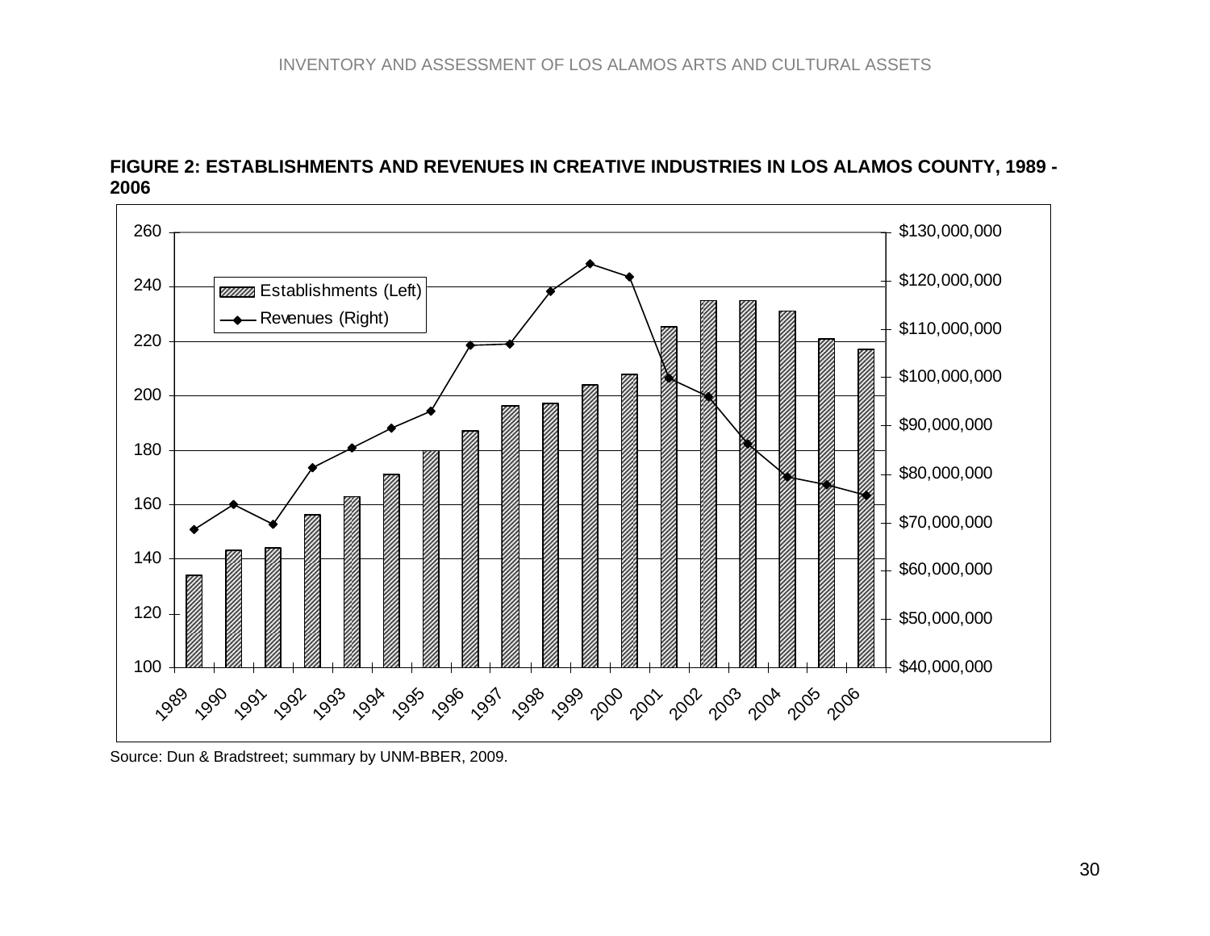**FIGURE 2: ESTABLISHMENTS AND REVENUES IN CREATIVE INDUSTRIES IN LOS ALAMOS COUNTY, 1989 - 2006**

Source: Dun & Bradstreet; summary by UNM-BBER, 2009.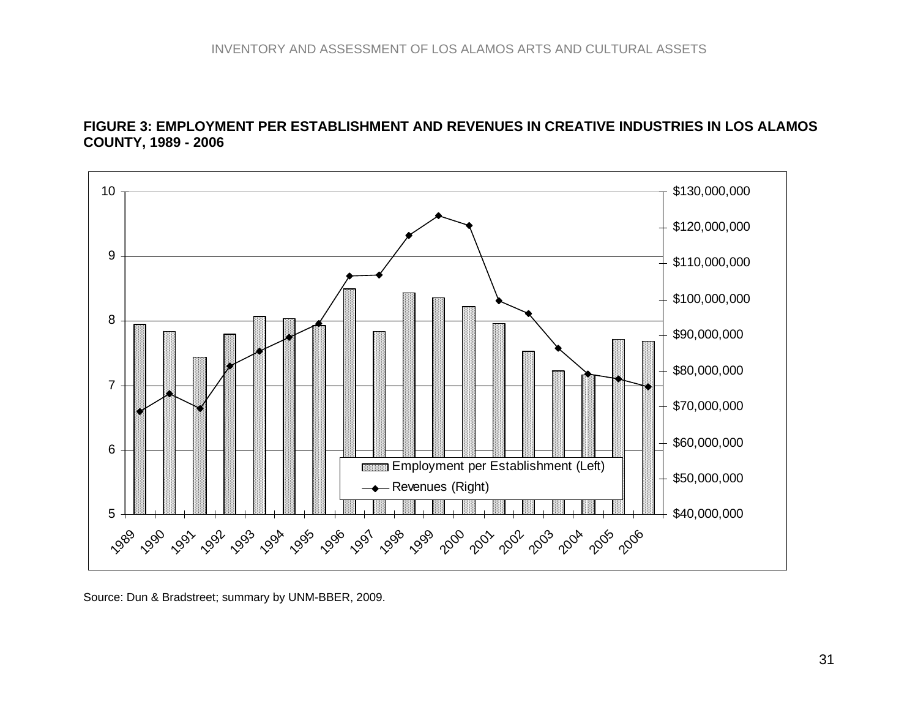**FIGURE 3: EMPLOYMENT PER ESTABLISHMENT AND REVENUES IN CREATIVE INDUSTRIES IN LOS ALAMOS COUNTY, 1989 - 2006**

Source: Dun & Bradstreet; summary by UNM-BBER, 2009.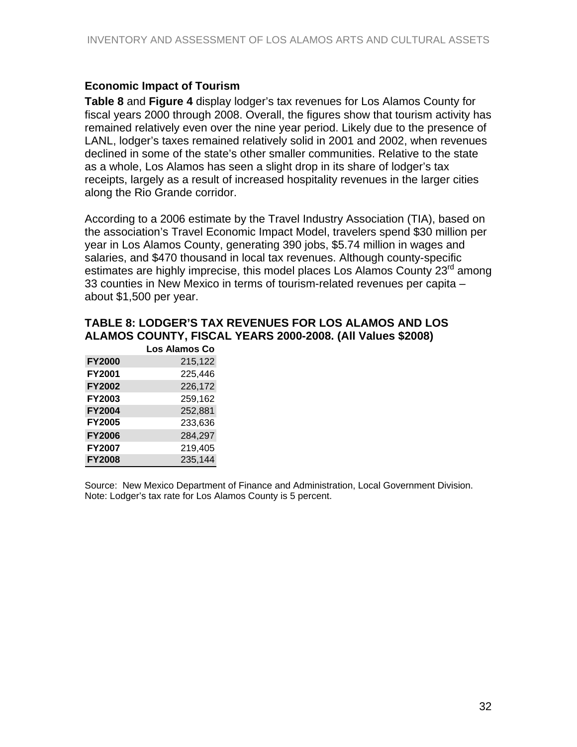## Economic Impact of Tourism

**Table 8** and **Figure 4** display lodger's tax revenues for Los Alamos County for fiscal years 2000 through 2008. Overall, the figures show that tourism activity has remained relatively even over the nine year period. Likely due to the presence of LANL, lodger's taxes remained relatively solid in 2001 and 2002, when revenues declined in some of the state's other smaller communities. Relative to the state as a whole, Los Alamos has seen a slight drop in its share of lodger's tax receipts, largely as a result of increased hospitality revenues in the larger cities along the Rio Grande corridor.

According to a 2006 estimate by the Travel Industry Association (TIA), based on the association's Travel Economic Impact Model, travelers spend $30 million per year in Los Alamos County, generating 390 jobs, $5.74 million in wages and salaries, and $470 thousand in local tax revenues. Although county-specific estimates are highly imprecise, this model places Los Alamos County 23rd among 33 counties in New Mexico in terms of tourism-related revenues per capita – about $1,500 per year.

### TABLE 8: LODGER'S TAX REVENUES FOR LOS ALAMOS AND LOS ALAMOS COUNTY, FISCAL YEARS 2000-2008. (All Values $2008)

| | Los Alamos Co |
|---|---:|
| **FY2000** | 215,122 |
| **FY2001** | 225,446 |
| **FY2002** | 226,172 |
| **FY2003** | 259,162 |
| **FY2004** | 252,881 |
| **FY2005** | 233,636 |
| **FY2006** | 284,297 |
| **FY2007** | 219,405 |
| **FY2008** | 235,144 |

Source: New Mexico Department of Finance and Administration, Local Government Division.
Note: Lodger's tax rate for Los Alamos County is 5 percent.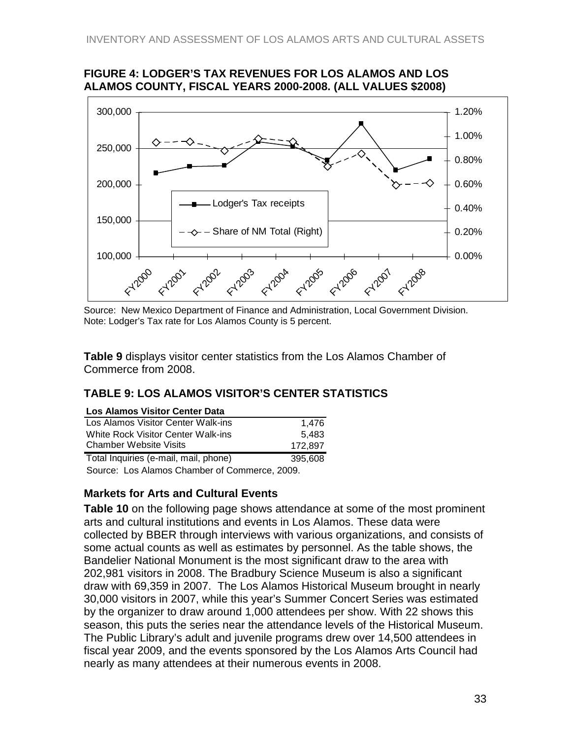**FIGURE 4: LODGER'S TAX REVENUES FOR LOS ALAMOS AND LOS ALAMOS COUNTY, FISCAL YEARS 2000-2008. (ALL VALUES $2008)**

Source: New Mexico Department of Finance and Administration, Local Government Division.
Note: Lodger's Tax rate for Los Alamos County is 5 percent.

**Table 9** displays visitor center statistics from the Los Alamos Chamber of Commerce from 2008.

## TABLE 9: LOS ALAMOS VISITOR'S CENTER STATISTICS

| Los Alamos Visitor Center Data | |
|---|---|
| Los Alamos Visitor Center Walk-ins | 1,476 |
| White Rock Visitor Center Walk-ins | 5,483 |
| Chamber Website Visits | 172,897 |
| Total Inquiries (e-mail, mail, phone) | 395,608 |

Source: Los Alamos Chamber of Commerce, 2009.

### Markets for Arts and Cultural Events

**Table 10** on the following page shows attendance at some of the most prominent arts and cultural institutions and events in Los Alamos. These data were collected by BBER through interviews with various organizations, and consists of some actual counts as well as estimates by personnel. As the table shows, the Bandelier National Monument is the most significant draw to the area with 202,981 visitors in 2008. The Bradbury Science Museum is also a significant draw with 69,359 in 2007. The Los Alamos Historical Museum brought in nearly 30,000 visitors in 2007, while this year's Summer Concert Series was estimated by the organizer to draw around 1,000 attendees per show. With 22 shows this season, this puts the series near the attendance levels of the Historical Museum. The Public Library's adult and juvenile programs drew over 14,500 attendees in fiscal year 2009, and the events sponsored by the Los Alamos Arts Council had nearly as many attendees at their numerous events in 2008.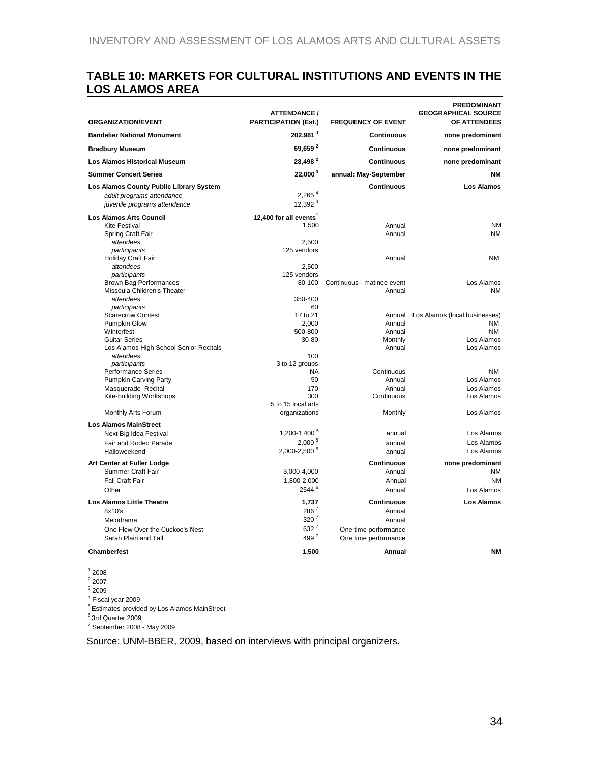## TABLE 10: MARKETS FOR CULTURAL INSTITUTIONS AND EVENTS IN THE LOS ALAMOS AREA

| ORGANIZATION/EVENT | ATTENDANCE / PARTICIPATION (Est.) | FREQUENCY OF EVENT | PREDOMINANT GEOGRAPHICAL SOURCE OF ATTENDEES |
|---|---|---|---|
| **Bandelier National Monument** | **202,981** [1] | **Continuous** | **none predominant** |
| **Bradbury Museum** | **69,659** [2] | **Continuous** | **none predominant** |
| **Los Alamos Historical Museum** | **28,498** [2] | **Continuous** | **none predominant** |
| **Summer Concert Series** | **22,000** [3] | **annual: May-September** | **NM** |
| **Los Alamos County Public Library System** | | **Continuous** | **Los Alamos** |
| *adult programs attendance* | 2,265 [4] | | |
| *juvenile programs attendance* | 12,392 [4] | | |
| **Los Alamos Arts Council** | **12,400 for all events** [1] | | |
| Kite Festival | 1,500 | Annual | NM |
| Spring Craft Fair | | Annual | NM |
| *attendees* | 2,500 | | |
| *participants* | 125 vendors | | |
| Holiday Craft Fair | | Annual | NM |
| *attendees* | 2,500 | | |
| *participants* | 125 vendors | | |
| Brown Bag Performances | 80-100 | Continuous - matinee event | Los Alamos |
| Missoula Children's Theater | | Annual | NM |
| *attendees* | 350-400 | | |
| *participants* | 60 | | |
| Scarecrow Contest | 17 to 21 | Annual | Los Alamos (local businesses) |
| Pumpkin Glow | 2,000 | Annual | NM |
| Winterfest | 500-800 | Annual | NM |
| Guitar Series | 30-80 | Monthly | Los Alamos |
| Los Alamos High School Senior Recitals | | Annual | Los Alamos |
| *attendees* | 100 | | |
| *participants* | 3 to 12 groups | | |
| Performance Series | NA | Continuous | NM |
| Pumpkin Carving Party | 50 | Annual | Los Alamos |
| Masquerade Recital | 170 | Annual | Los Alamos |
| Kite-building Workshops | 300 | Continuous | Los Alamos |
| Monthly Arts Forum | 5 to 15 local arts organizations | Monthly | Los Alamos |
| **Los Alamos MainStreet** | | | |
| Next Big Idea Festival | 1,200-1,400 [5] | annual | Los Alamos |
| Fair and Rodeo Parade | 2,000 [5] | annual | Los Alamos |
| Halloweekend | 2,000-2,500 [5] | annual | Los Alamos |
| **Art Center at Fuller Lodge** | | **Continuous** | **none predominant** |
| Summer Craft Fair | 3,000-4,000 | Annual | NM |
| Fall Craft Fair | 1,800-2,000 | Annual | NM |
| Other | 2544 [6] | Annual | Los Alamos |
| **Los Alamos Little Theatre** | **1,737** | **Continuous** | **Los Alamos** |
| 8x10's | 286 [7] | Annual | |
| Melodrama | 320 [7] | Annual | |
| One Flew Over the Cuckoo's Nest | 632 [7] | One time performance | |
| Sarah Plain and Tall | 499 [7] | One time performance | |
| **Chamberfest** | **1,500** | **Annual** | **NM** |

[1] 2008
[2] 2007
[3] 2009
[4] Fiscal year 2009
[5] Estimates provided by Los Alamos MainStreet
[6] 3rd Quarter 2009
[7] September 2008 - May 2009

Source: UNM-BBER, 2009, based on interviews with principal organizers.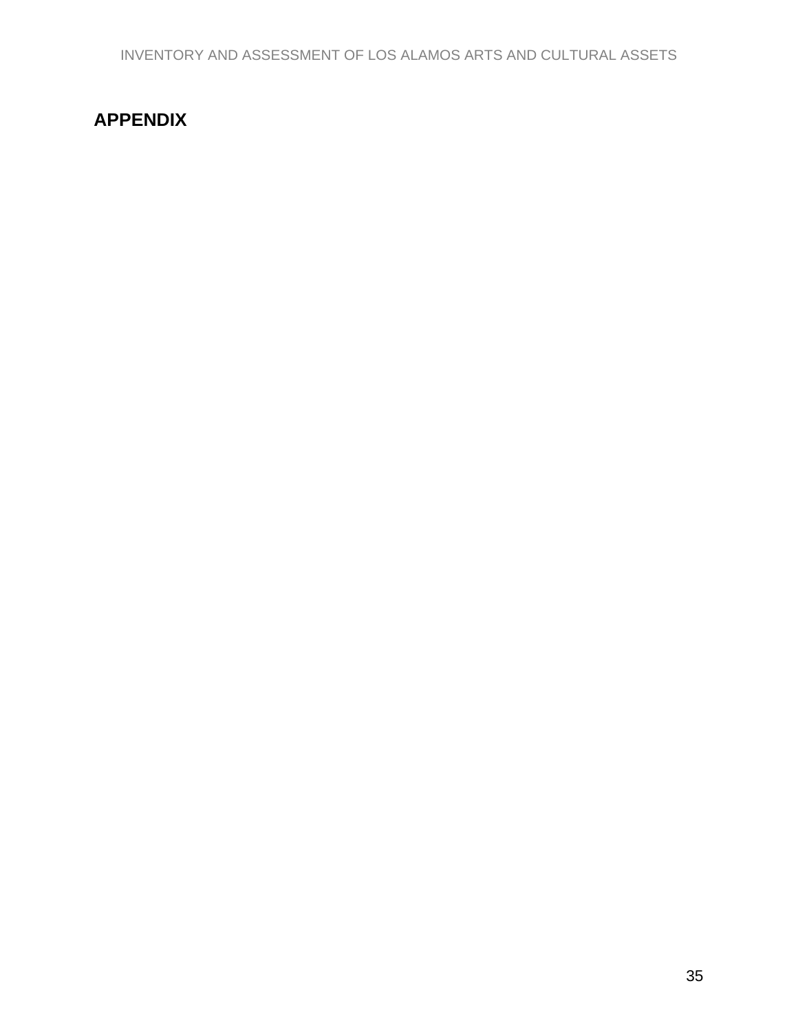## APPENDIX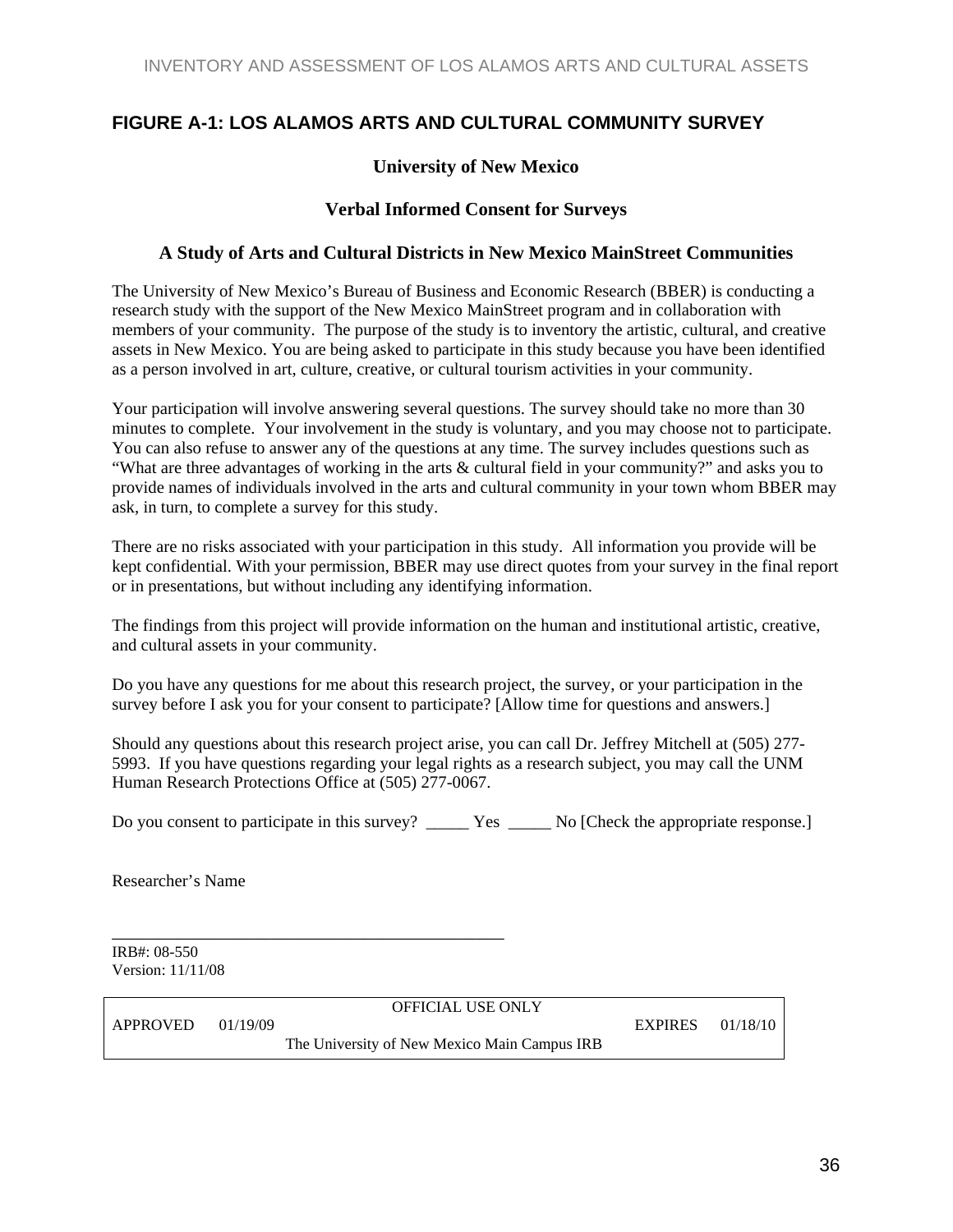## FIGURE A-1: LOS ALAMOS ARTS AND CULTURAL COMMUNITY SURVEY

**University of New Mexico**

**Verbal Informed Consent for Surveys**

**A Study of Arts and Cultural Districts in New Mexico MainStreet Communities**

The University of New Mexico's Bureau of Business and Economic Research (BBER) is conducting a research study with the support of the New Mexico MainStreet program and in collaboration with members of your community. The purpose of the study is to inventory the artistic, cultural, and creative assets in New Mexico. You are being asked to participate in this study because you have been identified as a person involved in art, culture, creative, or cultural tourism activities in your community.

Your participation will involve answering several questions. The survey should take no more than 30 minutes to complete. Your involvement in the study is voluntary, and you may choose not to participate. You can also refuse to answer any of the questions at any time. The survey includes questions such as "What are three advantages of working in the arts & cultural field in your community?" and asks you to provide names of individuals involved in the arts and cultural community in your town whom BBER may ask, in turn, to complete a survey for this study.

There are no risks associated with your participation in this study. All information you provide will be kept confidential. With your permission, BBER may use direct quotes from your survey in the final report or in presentations, but without including any identifying information.

The findings from this project will provide information on the human and institutional artistic, creative, and cultural assets in your community.

Do you have any questions for me about this research project, the survey, or your participation in the survey before I ask you for your consent to participate? [Allow time for questions and answers.]

Should any questions about this research project arise, you can call Dr. Jeffrey Mitchell at (505) 277-5993. If you have questions regarding your legal rights as a research subject, you may call the UNM Human Research Protections Office at (505) 277-0067.

Do you consent to participate in this survey? _____ Yes _____ No [Check the appropriate response.]

Researcher's Name

_______________________________________________

IRB#: 08-550
Version: 11/11/08

| OFFICIAL USE ONLY | | | |
|---|---|---|---|
| APPROVED | 01/19/09 | EXPIRES | 01/18/10 |
| The University of New Mexico Main Campus IRB | | | |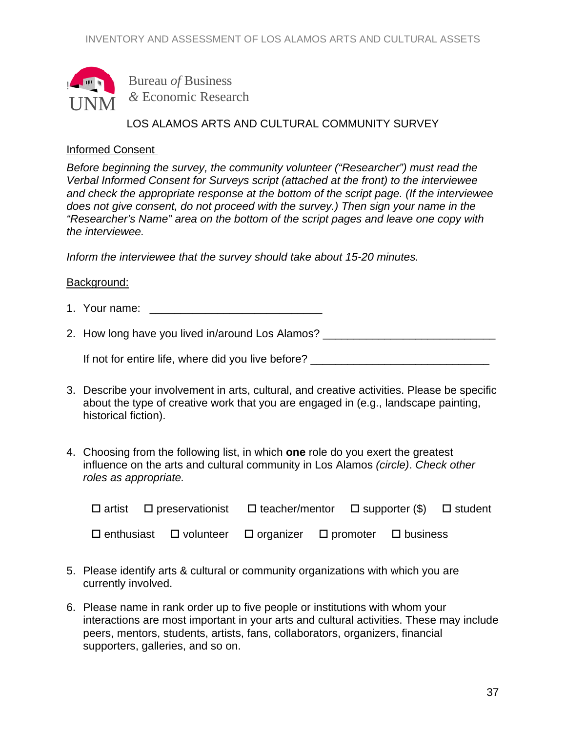Bureau *of* Business
*&* Economic Research

UNM

LOS ALAMOS ARTS AND CULTURAL COMMUNITY SURVEY

<u>Informed Consent</u>

*Before beginning the survey, the community volunteer ("Researcher") must read the Verbal Informed Consent for Surveys script (attached at the front) to the interviewee and check the appropriate response at the bottom of the script page. (If the interviewee does not give consent, do not proceed with the survey.) Then sign your name in the "Researcher's Name" area on the bottom of the script pages and leave one copy with the interviewee.*

*Inform the interviewee that the survey should take about 15-20 minutes.*

<u>Background:</u>

1. Your name: ____________________________

2. How long have you lived in/around Los Alamos? ____________________________

   If not for entire life, where did you live before? ____________________________

3. Describe your involvement in arts, cultural, and creative activities. Please be specific about the type of creative work that you are engaged in (e.g., landscape painting, historical fiction).

4. Choosing from the following list, in which **one** role do you exert the greatest influence on the arts and cultural community in Los Alamos *(circle)*. *Check other roles as appropriate.*

   ☐ artist ☐ preservationist ☐ teacher/mentor ☐ supporter ($) ☐ student

   ☐ enthusiast ☐ volunteer ☐ organizer ☐ promoter ☐ business

5. Please identify arts & cultural or community organizations with which you are currently involved.

6. Please name in rank order up to five people or institutions with whom your interactions are most important in your arts and cultural activities. These may include peers, mentors, students, artists, fans, collaborators, organizers, financial supporters, galleries, and so on.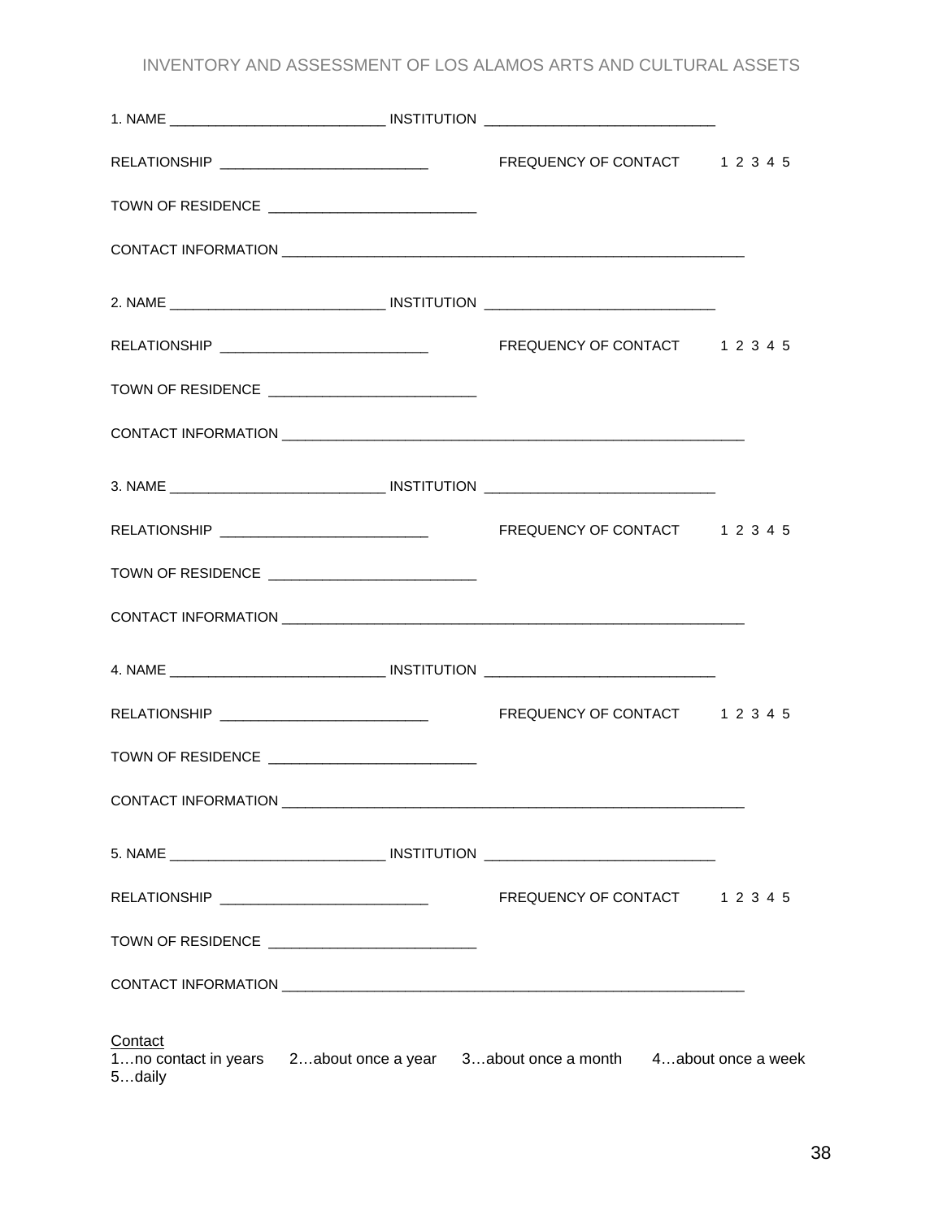1. NAME ___________________________ INSTITUTION _____________________________

RELATIONSHIP __________________________ FREQUENCY OF CONTACT 1 2 3 4 5

TOWN OF RESIDENCE __________________________

CONTACT INFORMATION ____________________________________________________________

2. NAME ___________________________ INSTITUTION _____________________________

RELATIONSHIP __________________________ FREQUENCY OF CONTACT 1 2 3 4 5

TOWN OF RESIDENCE __________________________

CONTACT INFORMATION ____________________________________________________________

3. NAME ___________________________ INSTITUTION _____________________________

RELATIONSHIP __________________________ FREQUENCY OF CONTACT 1 2 3 4 5

TOWN OF RESIDENCE __________________________

CONTACT INFORMATION ____________________________________________________________

4. NAME ___________________________ INSTITUTION _____________________________

RELATIONSHIP __________________________ FREQUENCY OF CONTACT 1 2 3 4 5

TOWN OF RESIDENCE __________________________

CONTACT INFORMATION ____________________________________________________________

5. NAME ___________________________ INSTITUTION _____________________________

RELATIONSHIP __________________________ FREQUENCY OF CONTACT 1 2 3 4 5

TOWN OF RESIDENCE __________________________

CONTACT INFORMATION ____________________________________________________________

<u>Contact</u>
1…no contact in years 2…about once a year 3…about once a month 4…about once a week 5…daily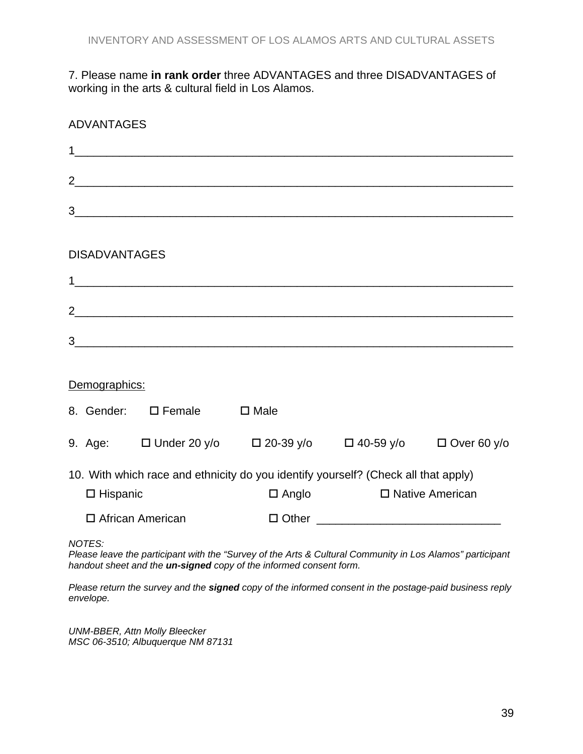7. Please name **in rank order** three ADVANTAGES and three DISADVANTAGES of working in the arts & cultural field in Los Alamos.

ADVANTAGES

1______________________________________________________________________

2______________________________________________________________________

3______________________________________________________________________

DISADVANTAGES

1______________________________________________________________________

2______________________________________________________________________

3______________________________________________________________________

Demographics:

8. Gender: ☐ Female ☐ Male

9. Age: ☐ Under 20 y/o ☐ 20-39 y/o ☐ 40-59 y/o ☐ Over 60 y/o

10. With which race and ethnicity do you identify yourself? (Check all that apply)

☐ Hispanic ☐ Anglo ☐ Native American

☐ African American ☐ Other ____________________________

*NOTES:*
*Please leave the participant with the "Survey of the Arts & Cultural Community in Los Alamos" participant handout sheet and the **un-signed** copy of the informed consent form.*

*Please return the survey and the **signed** copy of the informed consent in the postage-paid business reply envelope.*

*UNM-BBER, Attn Molly Bleecker*
*MSC 06-3510; Albuquerque NM 87131*